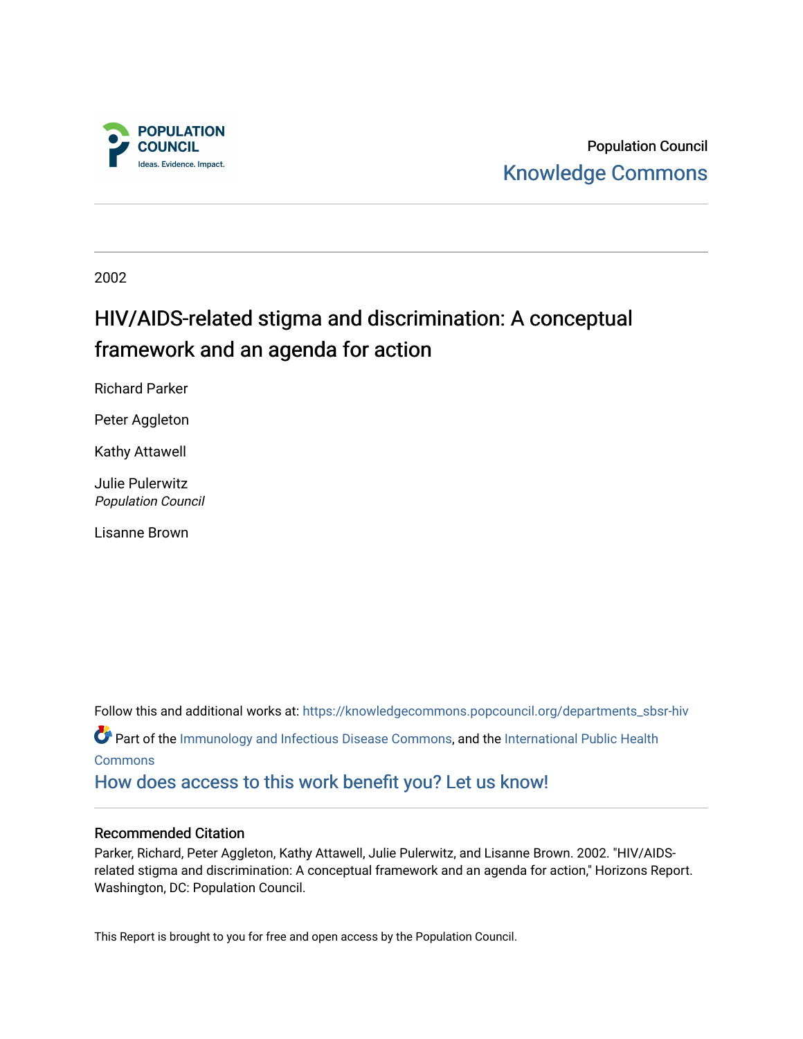Population Council
Knowledge Commons

2002

# HIV/AIDS-related stigma and discrimination: A conceptual framework and an agenda for action

Richard Parker

Peter Aggleton

Kathy Attawell

Julie Pulerwitz
*Population Council*

Lisanne Brown

Follow this and additional works at: https://knowledgecommons.popcouncil.org/departments_sbsr-hiv

Part of the Immunology and Infectious Disease Commons, and the International Public Health Commons

How does access to this work benefit you? Let us know!

### Recommended Citation

Parker, Richard, Peter Aggleton, Kathy Attawell, Julie Pulerwitz, and Lisanne Brown. 2002. "HIV/AIDS-related stigma and discrimination: A conceptual framework and an agenda for action," Horizons Report. Washington, DC: Population Council.

This Report is brought to you for free and open access by the Population Council.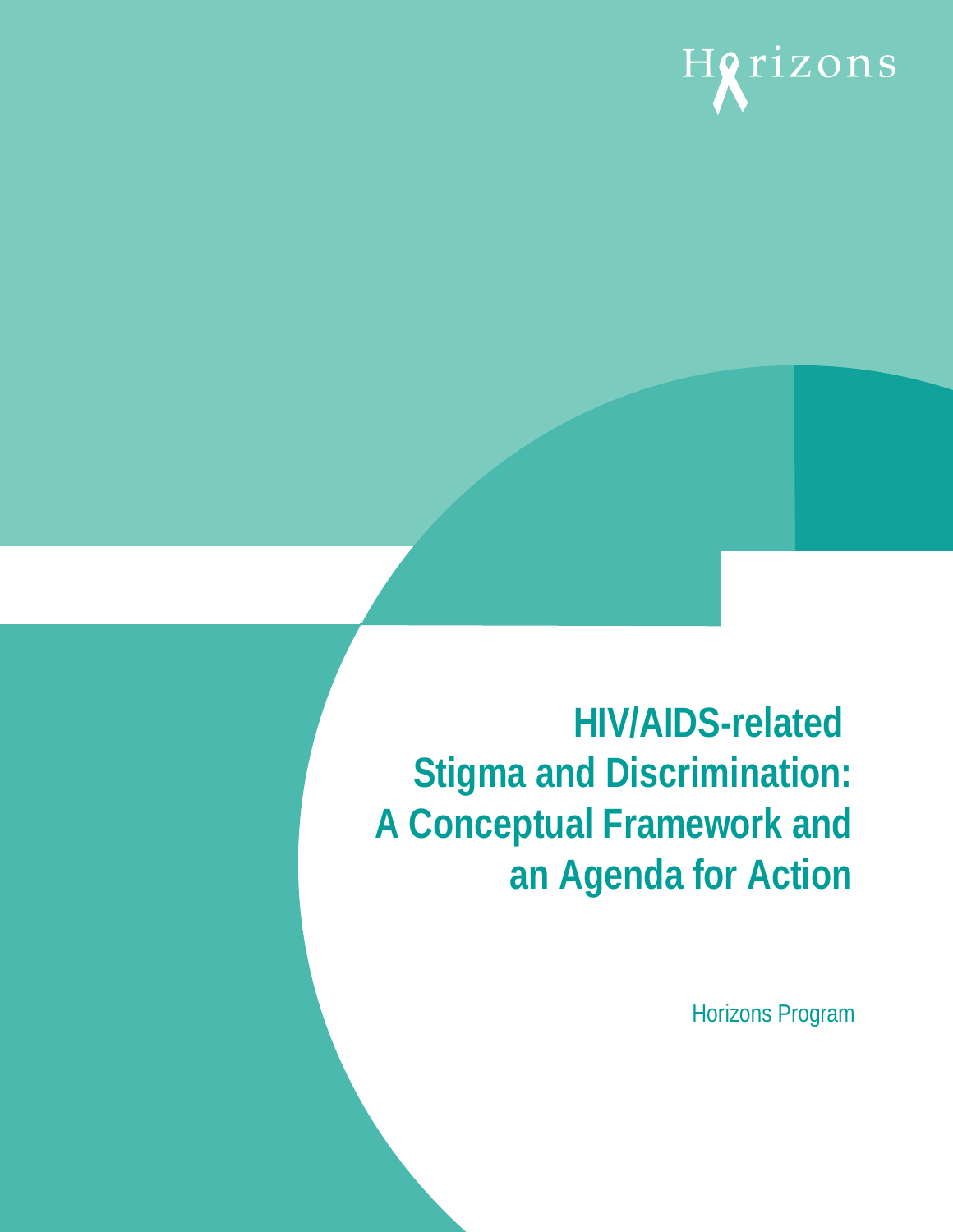Horizons

# HIV/AIDS-related Stigma and Discrimination: A Conceptual Framework and an Agenda for Action

Horizons Program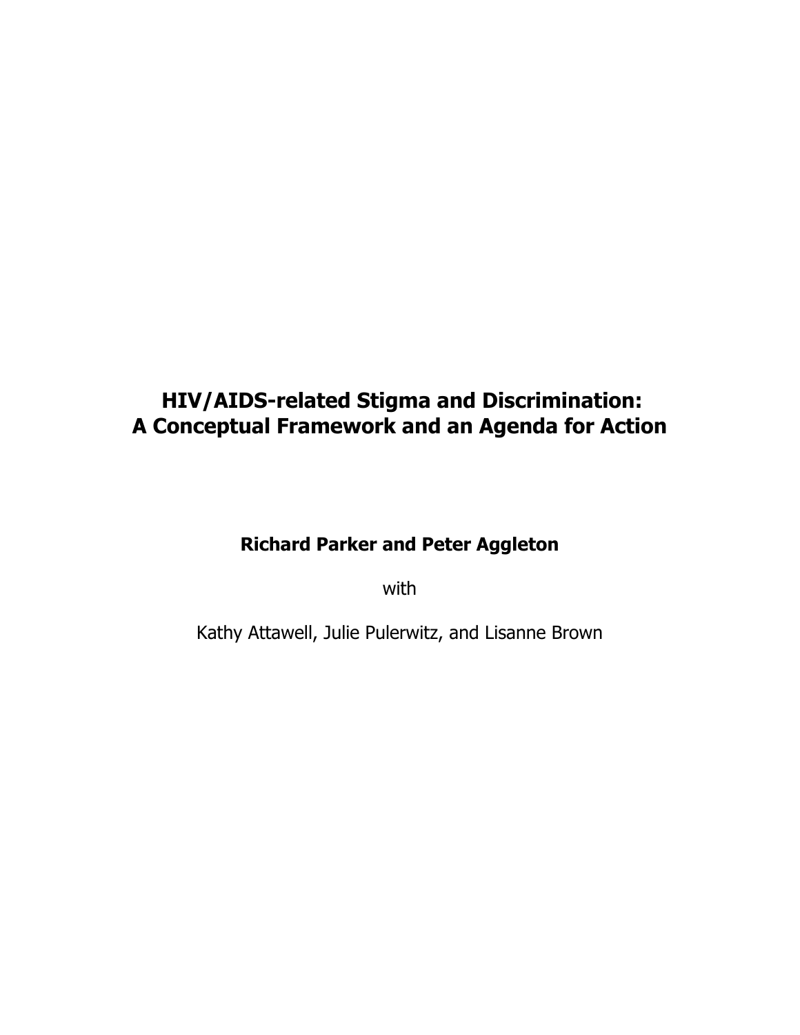# HIV/AIDS-related Stigma and Discrimination: A Conceptual Framework and an Agenda for Action

**Richard Parker and Peter Aggleton**

with

Kathy Attawell, Julie Pulerwitz, and Lisanne Brown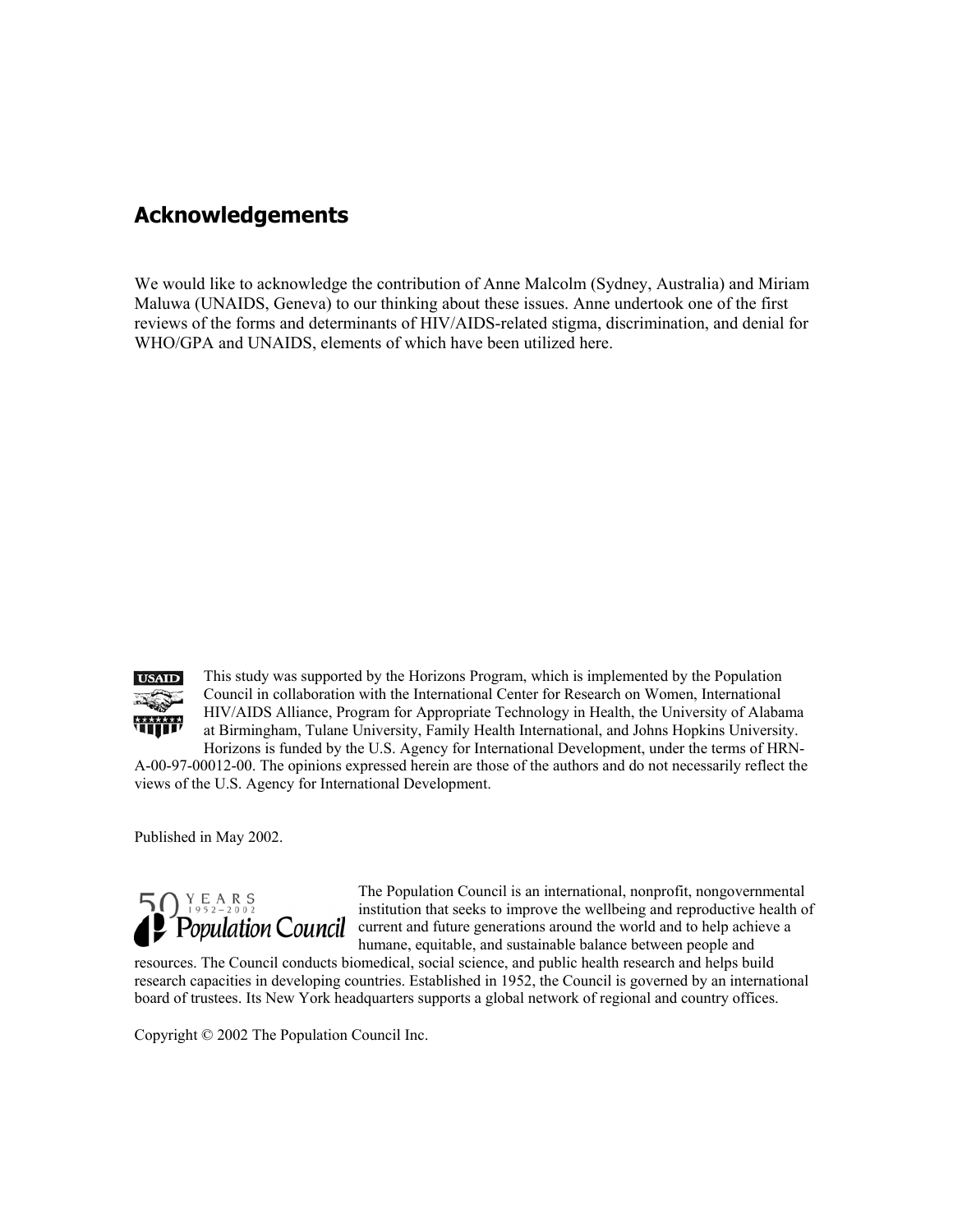## Acknowledgements

We would like to acknowledge the contribution of Anne Malcolm (Sydney, Australia) and Miriam Maluwa (UNAIDS, Geneva) to our thinking about these issues. Anne undertook one of the first reviews of the forms and determinants of HIV/AIDS-related stigma, discrimination, and denial for WHO/GPA and UNAIDS, elements of which have been utilized here.

This study was supported by the Horizons Program, which is implemented by the Population Council in collaboration with the International Center for Research on Women, International HIV/AIDS Alliance, Program for Appropriate Technology in Health, the University of Alabama at Birmingham, Tulane University, Family Health International, and Johns Hopkins University. Horizons is funded by the U.S. Agency for International Development, under the terms of HRN-A-00-97-00012-00. The opinions expressed herein are those of the authors and do not necessarily reflect the views of the U.S. Agency for International Development.

Published in May 2002.

The Population Council is an international, nonprofit, nongovernmental institution that seeks to improve the wellbeing and reproductive health of current and future generations around the world and to help achieve a humane, equitable, and sustainable balance between people and resources. The Council conducts biomedical, social science, and public health research and helps build research capacities in developing countries. Established in 1952, the Council is governed by an international board of trustees. Its New York headquarters supports a global network of regional and country offices.

Copyright © 2002 The Population Council Inc.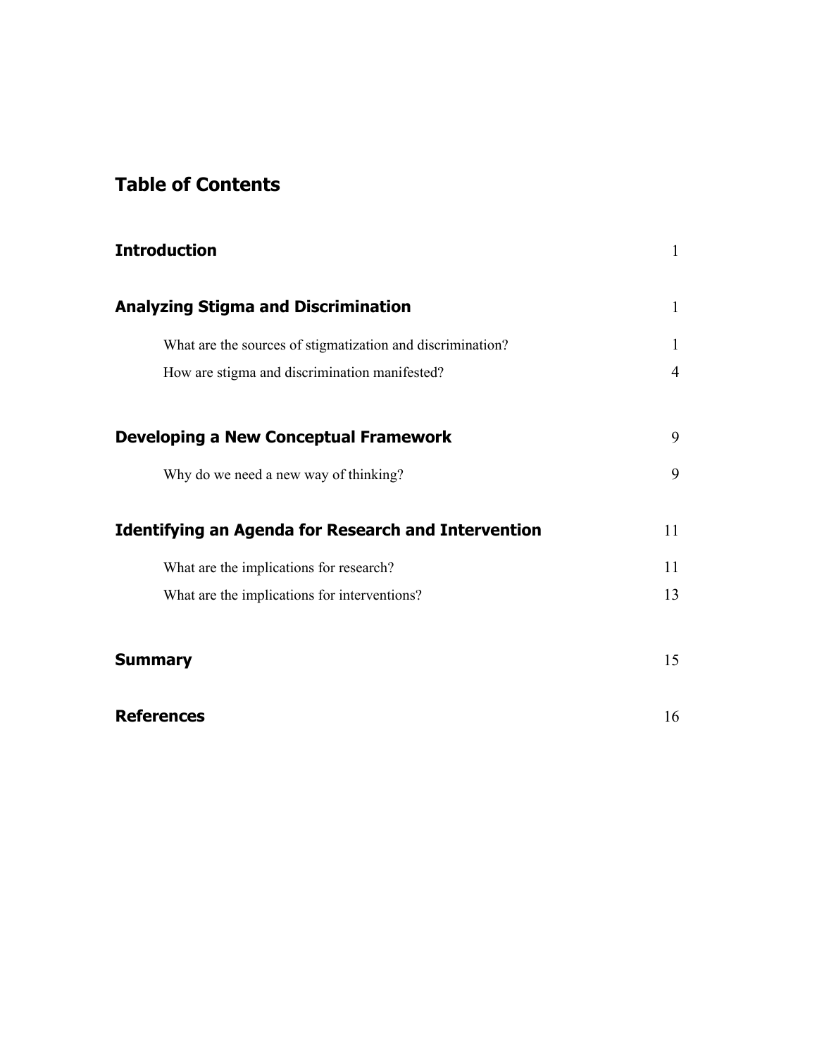## Table of Contents

| | |
|---|---|
| **Introduction** | 1 |
| **Analyzing Stigma and Discrimination** | 1 |
| What are the sources of stigmatization and discrimination? | 1 |
| How are stigma and discrimination manifested? | 4 |
| **Developing a New Conceptual Framework** | 9 |
| Why do we need a new way of thinking? | 9 |
| **Identifying an Agenda for Research and Intervention** | 11 |
| What are the implications for research? | 11 |
| What are the implications for interventions? | 13 |
| **Summary** | 15 |
| **References** | 16 |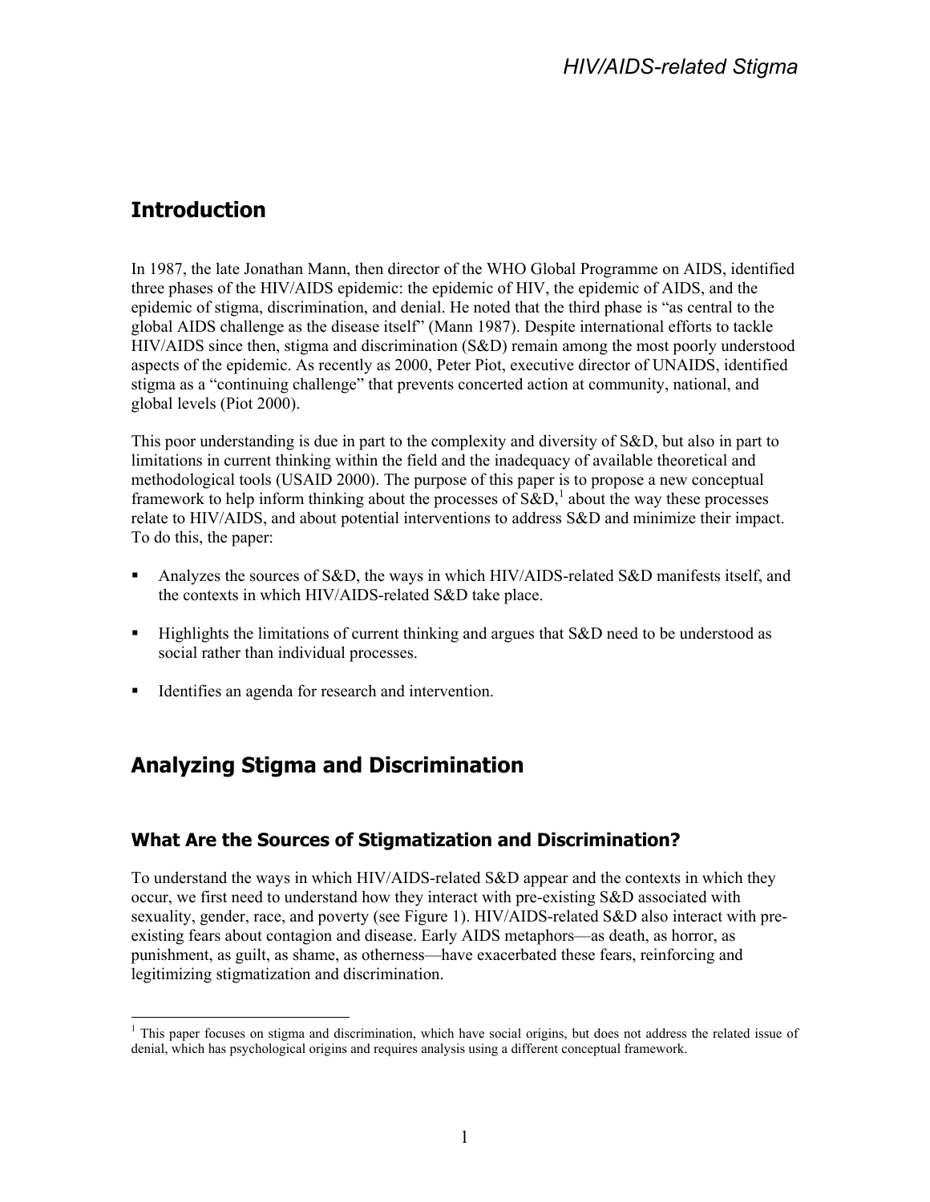# Introduction

In 1987, the late Jonathan Mann, then director of the WHO Global Programme on AIDS, identified three phases of the HIV/AIDS epidemic: the epidemic of HIV, the epidemic of AIDS, and the epidemic of stigma, discrimination, and denial. He noted that the third phase is "as central to the global AIDS challenge as the disease itself" (Mann 1987). Despite international efforts to tackle HIV/AIDS since then, stigma and discrimination (S&D) remain among the most poorly understood aspects of the epidemic. As recently as 2000, Peter Piot, executive director of UNAIDS, identified stigma as a "continuing challenge" that prevents concerted action at community, national, and global levels (Piot 2000).

This poor understanding is due in part to the complexity and diversity of S&D, but also in part to limitations in current thinking within the field and the inadequacy of available theoretical and methodological tools (USAID 2000). The purpose of this paper is to propose a new conceptual framework to help inform thinking about the processes of S&D,[1] about the way these processes relate to HIV/AIDS, and about potential interventions to address S&D and minimize their impact. To do this, the paper:

- Analyzes the sources of S&D, the ways in which HIV/AIDS-related S&D manifests itself, and the contexts in which HIV/AIDS-related S&D take place.
- Highlights the limitations of current thinking and argues that S&D need to be understood as social rather than individual processes.
- Identifies an agenda for research and intervention.

# Analyzing Stigma and Discrimination

## What Are the Sources of Stigmatization and Discrimination?

To understand the ways in which HIV/AIDS-related S&D appear and the contexts in which they occur, we first need to understand how they interact with pre-existing S&D associated with sexuality, gender, race, and poverty (see Figure 1). HIV/AIDS-related S&D also interact with pre-existing fears about contagion and disease. Early AIDS metaphors—as death, as horror, as punishment, as guilt, as shame, as otherness—have exacerbated these fears, reinforcing and legitimizing stigmatization and discrimination.

[1] This paper focuses on stigma and discrimination, which have social origins, but does not address the related issue of denial, which has psychological origins and requires analysis using a different conceptual framework.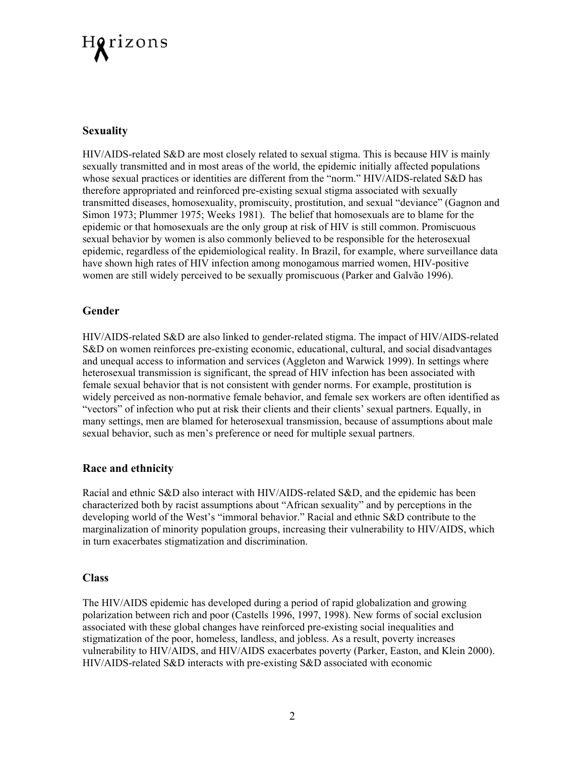## Sexuality

HIV/AIDS-related S&D are most closely related to sexual stigma. This is because HIV is mainly sexually transmitted and in most areas of the world, the epidemic initially affected populations whose sexual practices or identities are different from the "norm." HIV/AIDS-related S&D has therefore appropriated and reinforced pre-existing sexual stigma associated with sexually transmitted diseases, homosexuality, promiscuity, prostitution, and sexual "deviance" (Gagnon and Simon 1973; Plummer 1975; Weeks 1981). The belief that homosexuals are to blame for the epidemic or that homosexuals are the only group at risk of HIV is still common. Promiscuous sexual behavior by women is also commonly believed to be responsible for the heterosexual epidemic, regardless of the epidemiological reality. In Brazil, for example, where surveillance data have shown high rates of HIV infection among monogamous married women, HIV-positive women are still widely perceived to be sexually promiscuous (Parker and Galvão 1996).

## Gender

HIV/AIDS-related S&D are also linked to gender-related stigma. The impact of HIV/AIDS-related S&D on women reinforces pre-existing economic, educational, cultural, and social disadvantages and unequal access to information and services (Aggleton and Warwick 1999). In settings where heterosexual transmission is significant, the spread of HIV infection has been associated with female sexual behavior that is not consistent with gender norms. For example, prostitution is widely perceived as non-normative female behavior, and female sex workers are often identified as "vectors" of infection who put at risk their clients and their clients' sexual partners. Equally, in many settings, men are blamed for heterosexual transmission, because of assumptions about male sexual behavior, such as men's preference or need for multiple sexual partners.

## Race and ethnicity

Racial and ethnic S&D also interact with HIV/AIDS-related S&D, and the epidemic has been characterized both by racist assumptions about "African sexuality" and by perceptions in the developing world of the West's "immoral behavior." Racial and ethnic S&D contribute to the marginalization of minority population groups, increasing their vulnerability to HIV/AIDS, which in turn exacerbates stigmatization and discrimination.

## Class

The HIV/AIDS epidemic has developed during a period of rapid globalization and growing polarization between rich and poor (Castells 1996, 1997, 1998). New forms of social exclusion associated with these global changes have reinforced pre-existing social inequalities and stigmatization of the poor, homeless, landless, and jobless. As a result, poverty increases vulnerability to HIV/AIDS, and HIV/AIDS exacerbates poverty (Parker, Easton, and Klein 2000). HIV/AIDS-related S&D interacts with pre-existing S&D associated with economic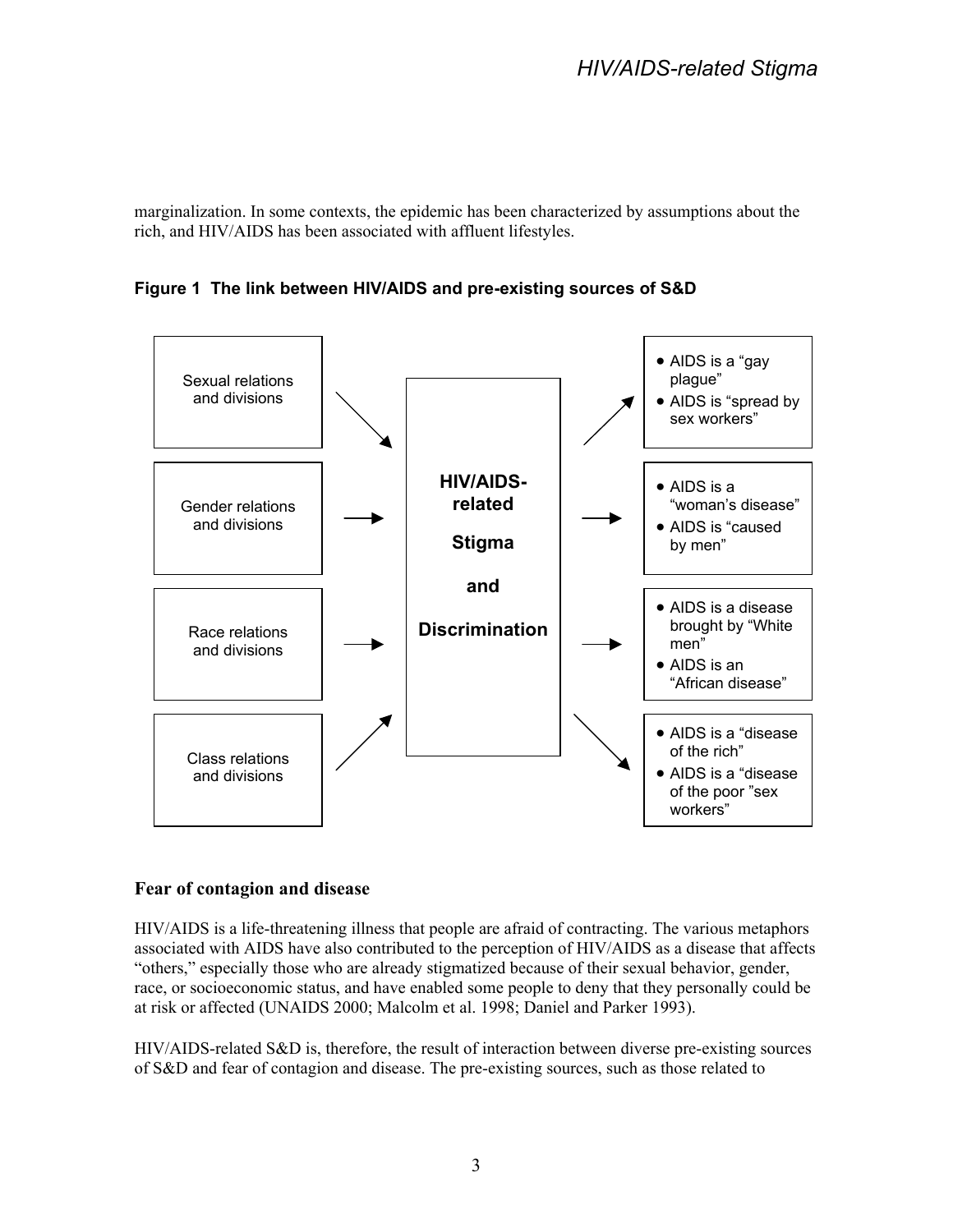marginalization. In some contexts, the epidemic has been characterized by assumptions about the rich, and HIV/AIDS has been associated with affluent lifestyles.

**Figure 1 The link between HIV/AIDS and pre-existing sources of S&D**

| Pre-existing sources |  | HIV/AIDS-related Stigma and Discrimination |  | Resulting perceptions |
|---|---|---|---|---|
| Sexual relations and divisions | → | HIV/AIDS-related Stigma and Discrimination | → | • AIDS is a "gay plague"<br>• AIDS is "spread by sex workers" |
| Gender relations and divisions | → |  | → | • AIDS is a "woman's disease"<br>• AIDS is "caused by men" |
| Race relations and divisions | → |  | → | • AIDS is a disease brought by "White men"<br>• AIDS is an "African disease" |
| Class relations and divisions | → |  | → | • AIDS is a "disease of the rich"<br>• AIDS is a "disease of the poor "sex workers" |

### Fear of contagion and disease

HIV/AIDS is a life-threatening illness that people are afraid of contracting. The various metaphors associated with AIDS have also contributed to the perception of HIV/AIDS as a disease that affects "others," especially those who are already stigmatized because of their sexual behavior, gender, race, or socioeconomic status, and have enabled some people to deny that they personally could be at risk or affected (UNAIDS 2000; Malcolm et al. 1998; Daniel and Parker 1993).

HIV/AIDS-related S&D is, therefore, the result of interaction between diverse pre-existing sources of S&D and fear of contagion and disease. The pre-existing sources, such as those related to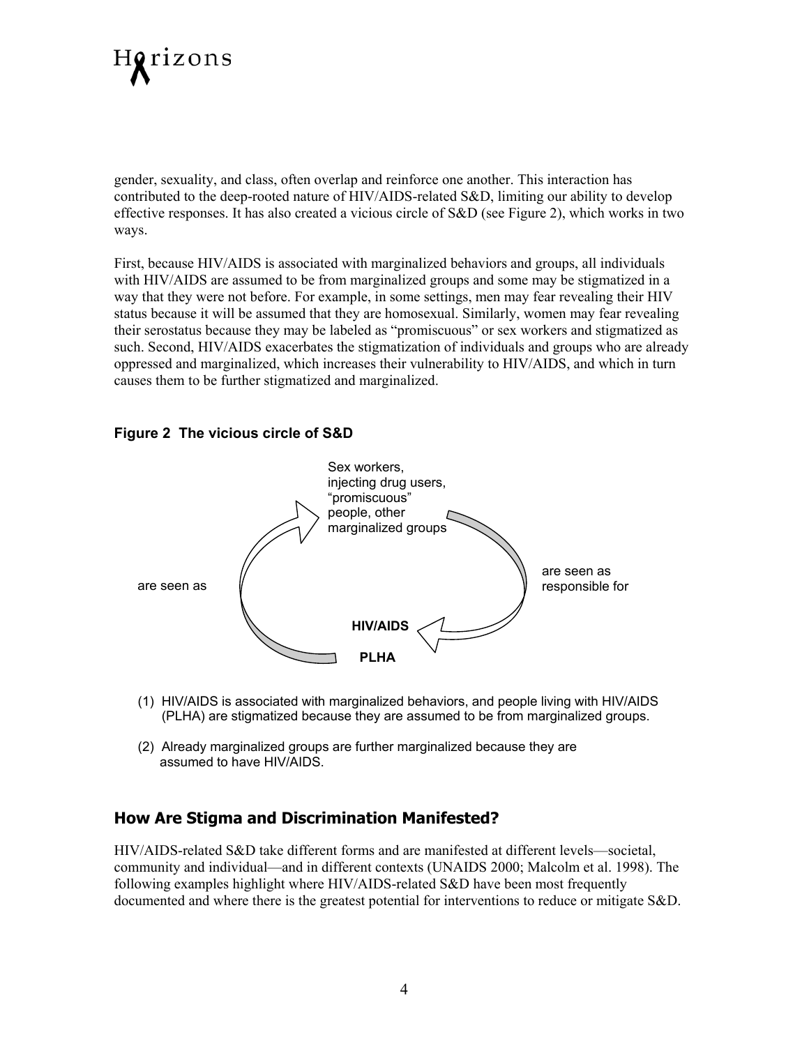gender, sexuality, and class, often overlap and reinforce one another. This interaction has contributed to the deep-rooted nature of HIV/AIDS-related S&D, limiting our ability to develop effective responses. It has also created a vicious circle of S&D (see Figure 2), which works in two ways.

First, because HIV/AIDS is associated with marginalized behaviors and groups, all individuals with HIV/AIDS are assumed to be from marginalized groups and some may be stigmatized in a way that they were not before. For example, in some settings, men may fear revealing their HIV status because it will be assumed that they are homosexual. Similarly, women may fear revealing their serostatus because they may be labeled as "promiscuous" or sex workers and stigmatized as such. Second, HIV/AIDS exacerbates the stigmatization of individuals and groups who are already oppressed and marginalized, which increases their vulnerability to HIV/AIDS, and which in turn causes them to be further stigmatized and marginalized.

**Figure 2 The vicious circle of S&D**

Sex workers, injecting drug users, "promiscuous" people, other marginalized groups

are seen as responsible for

**HIV/AIDS**

**PLHA**

are seen as

(1) HIV/AIDS is associated with marginalized behaviors, and people living with HIV/AIDS (PLHA) are stigmatized because they are assumed to be from marginalized groups.

(2) Already marginalized groups are further marginalized because they are assumed to have HIV/AIDS.

## How Are Stigma and Discrimination Manifested?

HIV/AIDS-related S&D take different forms and are manifested at different levels—societal, community and individual—and in different contexts (UNAIDS 2000; Malcolm et al. 1998). The following examples highlight where HIV/AIDS-related S&D have been most frequently documented and where there is the greatest potential for interventions to reduce or mitigate S&D.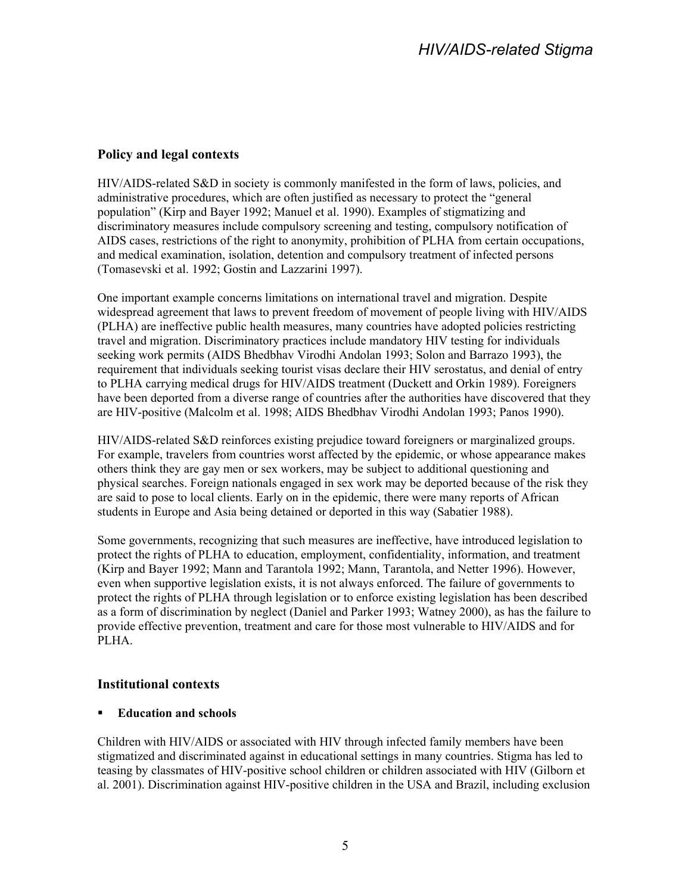## Policy and legal contexts

HIV/AIDS-related S&D in society is commonly manifested in the form of laws, policies, and administrative procedures, which are often justified as necessary to protect the "general population" (Kirp and Bayer 1992; Manuel et al. 1990). Examples of stigmatizing and discriminatory measures include compulsory screening and testing, compulsory notification of AIDS cases, restrictions of the right to anonymity, prohibition of PLHA from certain occupations, and medical examination, isolation, detention and compulsory treatment of infected persons (Tomasevski et al. 1992; Gostin and Lazzarini 1997).

One important example concerns limitations on international travel and migration. Despite widespread agreement that laws to prevent freedom of movement of people living with HIV/AIDS (PLHA) are ineffective public health measures, many countries have adopted policies restricting travel and migration. Discriminatory practices include mandatory HIV testing for individuals seeking work permits (AIDS Bhedbhav Virodhi Andolan 1993; Solon and Barrazo 1993), the requirement that individuals seeking tourist visas declare their HIV serostatus, and denial of entry to PLHA carrying medical drugs for HIV/AIDS treatment (Duckett and Orkin 1989). Foreigners have been deported from a diverse range of countries after the authorities have discovered that they are HIV-positive (Malcolm et al. 1998; AIDS Bhedbhav Virodhi Andolan 1993; Panos 1990).

HIV/AIDS-related S&D reinforces existing prejudice toward foreigners or marginalized groups. For example, travelers from countries worst affected by the epidemic, or whose appearance makes others think they are gay men or sex workers, may be subject to additional questioning and physical searches. Foreign nationals engaged in sex work may be deported because of the risk they are said to pose to local clients. Early on in the epidemic, there were many reports of African students in Europe and Asia being detained or deported in this way (Sabatier 1988).

Some governments, recognizing that such measures are ineffective, have introduced legislation to protect the rights of PLHA to education, employment, confidentiality, information, and treatment (Kirp and Bayer 1992; Mann and Tarantola 1992; Mann, Tarantola, and Netter 1996). However, even when supportive legislation exists, it is not always enforced. The failure of governments to protect the rights of PLHA through legislation or to enforce existing legislation has been described as a form of discrimination by neglect (Daniel and Parker 1993; Watney 2000), as has the failure to provide effective prevention, treatment and care for those most vulnerable to HIV/AIDS and for PLHA.

## Institutional contexts

- **Education and schools**

Children with HIV/AIDS or associated with HIV through infected family members have been stigmatized and discriminated against in educational settings in many countries. Stigma has led to teasing by classmates of HIV-positive school children or children associated with HIV (Gilborn et al. 2001). Discrimination against HIV-positive children in the USA and Brazil, including exclusion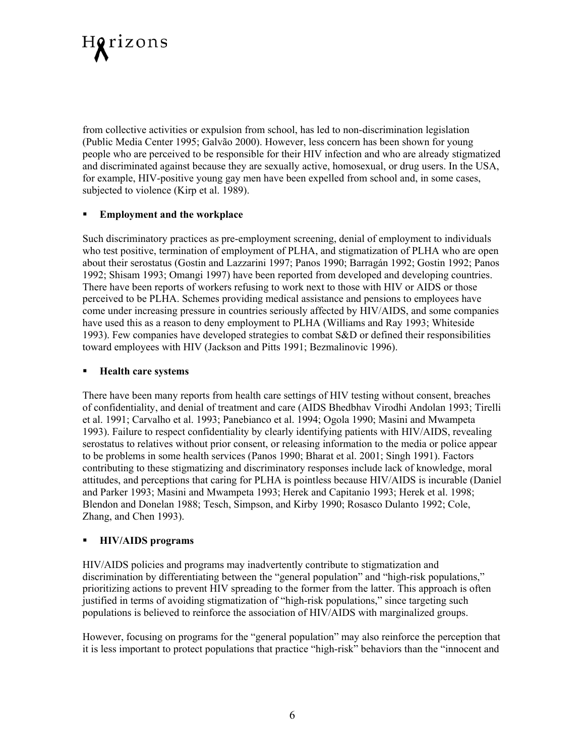from collective activities or expulsion from school, has led to non-discrimination legislation (Public Media Center 1995; Galvão 2000). However, less concern has been shown for young people who are perceived to be responsible for their HIV infection and who are already stigmatized and discriminated against because they are sexually active, homosexual, or drug users. In the USA, for example, HIV-positive young gay men have been expelled from school and, in some cases, subjected to violence (Kirp et al. 1989).

- **Employment and the workplace**

Such discriminatory practices as pre-employment screening, denial of employment to individuals who test positive, termination of employment of PLHA, and stigmatization of PLHA who are open about their serostatus (Gostin and Lazzarini 1997; Panos 1990; Barragán 1992; Gostin 1992; Panos 1992; Shisam 1993; Omangi 1997) have been reported from developed and developing countries. There have been reports of workers refusing to work next to those with HIV or AIDS or those perceived to be PLHA. Schemes providing medical assistance and pensions to employees have come under increasing pressure in countries seriously affected by HIV/AIDS, and some companies have used this as a reason to deny employment to PLHA (Williams and Ray 1993; Whiteside 1993). Few companies have developed strategies to combat S&D or defined their responsibilities toward employees with HIV (Jackson and Pitts 1991; Bezmalinovic 1996).

- **Health care systems**

There have been many reports from health care settings of HIV testing without consent, breaches of confidentiality, and denial of treatment and care (AIDS Bhedbhav Virodhi Andolan 1993; Tirelli et al. 1991; Carvalho et al. 1993; Panebianco et al. 1994; Ogola 1990; Masini and Mwampeta 1993). Failure to respect confidentiality by clearly identifying patients with HIV/AIDS, revealing serostatus to relatives without prior consent, or releasing information to the media or police appear to be problems in some health services (Panos 1990; Bharat et al. 2001; Singh 1991). Factors contributing to these stigmatizing and discriminatory responses include lack of knowledge, moral attitudes, and perceptions that caring for PLHA is pointless because HIV/AIDS is incurable (Daniel and Parker 1993; Masini and Mwampeta 1993; Herek and Capitanio 1993; Herek et al. 1998; Blendon and Donelan 1988; Tesch, Simpson, and Kirby 1990; Rosasco Dulanto 1992; Cole, Zhang, and Chen 1993).

- **HIV/AIDS programs**

HIV/AIDS policies and programs may inadvertently contribute to stigmatization and discrimination by differentiating between the "general population" and "high-risk populations," prioritizing actions to prevent HIV spreading to the former from the latter. This approach is often justified in terms of avoiding stigmatization of "high-risk populations," since targeting such populations is believed to reinforce the association of HIV/AIDS with marginalized groups.

However, focusing on programs for the "general population" may also reinforce the perception that it is less important to protect populations that practice "high-risk" behaviors than the "innocent and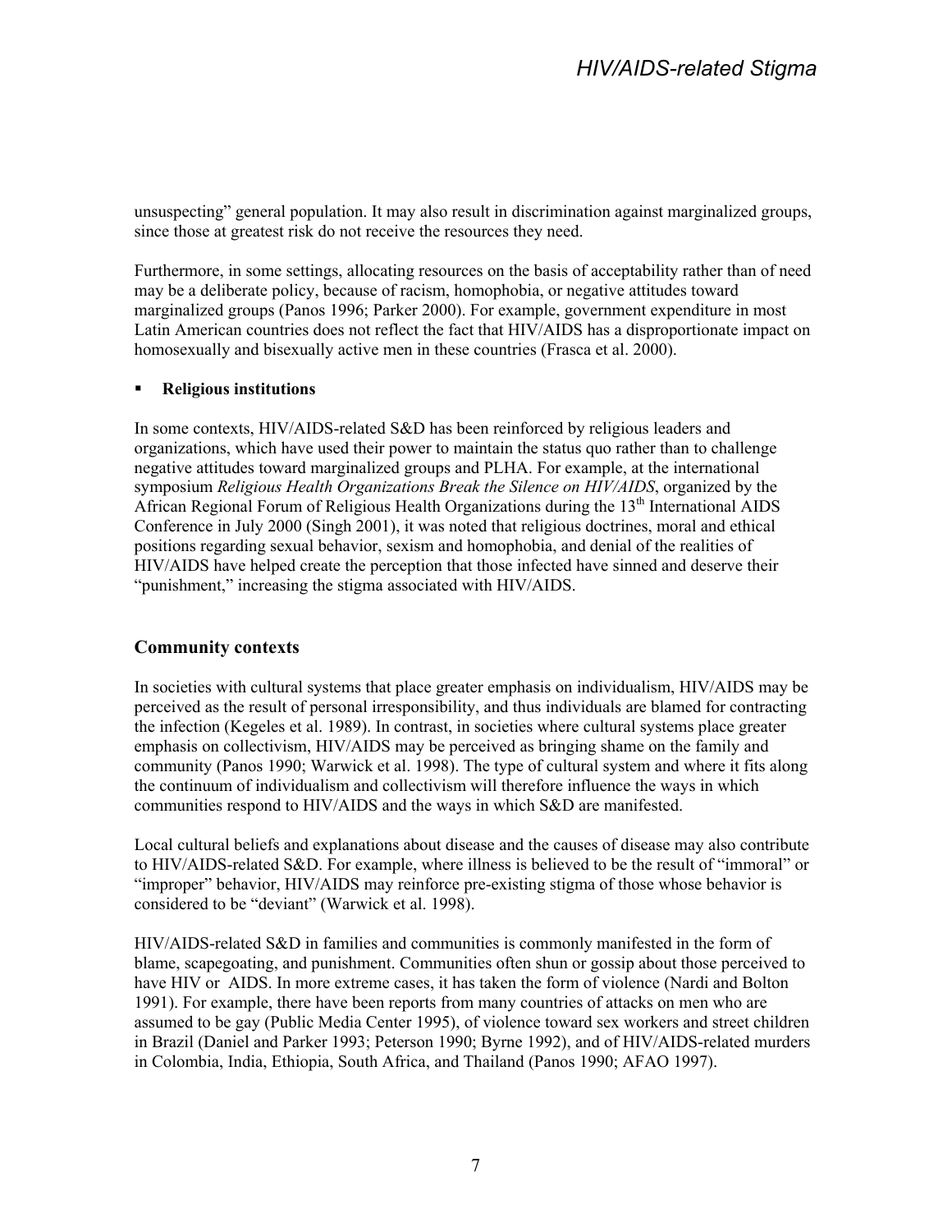unsuspecting" general population. It may also result in discrimination against marginalized groups, since those at greatest risk do not receive the resources they need.

Furthermore, in some settings, allocating resources on the basis of acceptability rather than of need may be a deliberate policy, because of racism, homophobia, or negative attitudes toward marginalized groups (Panos 1996; Parker 2000). For example, government expenditure in most Latin American countries does not reflect the fact that HIV/AIDS has a disproportionate impact on homosexually and bisexually active men in these countries (Frasca et al. 2000).

- **Religious institutions**

In some contexts, HIV/AIDS-related S&D has been reinforced by religious leaders and organizations, which have used their power to maintain the status quo rather than to challenge negative attitudes toward marginalized groups and PLHA. For example, at the international symposium *Religious Health Organizations Break the Silence on HIV/AIDS*, organized by the African Regional Forum of Religious Health Organizations during the 13th International AIDS Conference in July 2000 (Singh 2001), it was noted that religious doctrines, moral and ethical positions regarding sexual behavior, sexism and homophobia, and denial of the realities of HIV/AIDS have helped create the perception that those infected have sinned and deserve their "punishment," increasing the stigma associated with HIV/AIDS.

## Community contexts

In societies with cultural systems that place greater emphasis on individualism, HIV/AIDS may be perceived as the result of personal irresponsibility, and thus individuals are blamed for contracting the infection (Kegeles et al. 1989). In contrast, in societies where cultural systems place greater emphasis on collectivism, HIV/AIDS may be perceived as bringing shame on the family and community (Panos 1990; Warwick et al. 1998). The type of cultural system and where it fits along the continuum of individualism and collectivism will therefore influence the ways in which communities respond to HIV/AIDS and the ways in which S&D are manifested.

Local cultural beliefs and explanations about disease and the causes of disease may also contribute to HIV/AIDS-related S&D. For example, where illness is believed to be the result of "immoral" or "improper" behavior, HIV/AIDS may reinforce pre-existing stigma of those whose behavior is considered to be "deviant" (Warwick et al. 1998).

HIV/AIDS-related S&D in families and communities is commonly manifested in the form of blame, scapegoating, and punishment. Communities often shun or gossip about those perceived to have HIV or AIDS. In more extreme cases, it has taken the form of violence (Nardi and Bolton 1991). For example, there have been reports from many countries of attacks on men who are assumed to be gay (Public Media Center 1995), of violence toward sex workers and street children in Brazil (Daniel and Parker 1993; Peterson 1990; Byrne 1992), and of HIV/AIDS-related murders in Colombia, India, Ethiopia, South Africa, and Thailand (Panos 1990; AFAO 1997).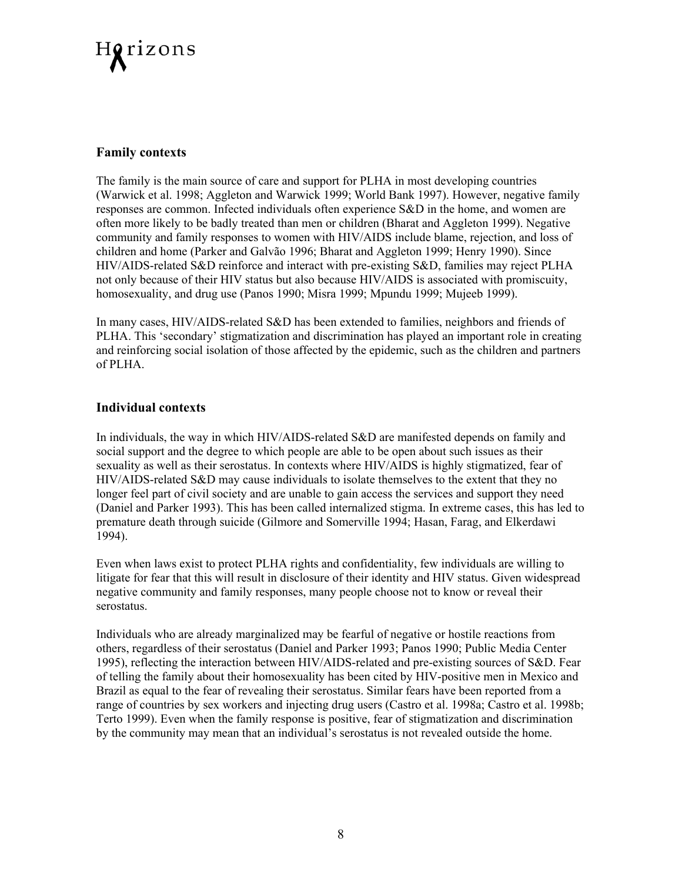## Family contexts

The family is the main source of care and support for PLHA in most developing countries (Warwick et al. 1998; Aggleton and Warwick 1999; World Bank 1997). However, negative family responses are common. Infected individuals often experience S&D in the home, and women are often more likely to be badly treated than men or children (Bharat and Aggleton 1999). Negative community and family responses to women with HIV/AIDS include blame, rejection, and loss of children and home (Parker and Galvão 1996; Bharat and Aggleton 1999; Henry 1990). Since HIV/AIDS-related S&D reinforce and interact with pre-existing S&D, families may reject PLHA not only because of their HIV status but also because HIV/AIDS is associated with promiscuity, homosexuality, and drug use (Panos 1990; Misra 1999; Mpundu 1999; Mujeeb 1999).

In many cases, HIV/AIDS-related S&D has been extended to families, neighbors and friends of PLHA. This 'secondary' stigmatization and discrimination has played an important role in creating and reinforcing social isolation of those affected by the epidemic, such as the children and partners of PLHA.

## Individual contexts

In individuals, the way in which HIV/AIDS-related S&D are manifested depends on family and social support and the degree to which people are able to be open about such issues as their sexuality as well as their serostatus. In contexts where HIV/AIDS is highly stigmatized, fear of HIV/AIDS-related S&D may cause individuals to isolate themselves to the extent that they no longer feel part of civil society and are unable to gain access the services and support they need (Daniel and Parker 1993). This has been called internalized stigma. In extreme cases, this has led to premature death through suicide (Gilmore and Somerville 1994; Hasan, Farag, and Elkerdawi 1994).

Even when laws exist to protect PLHA rights and confidentiality, few individuals are willing to litigate for fear that this will result in disclosure of their identity and HIV status. Given widespread negative community and family responses, many people choose not to know or reveal their serostatus.

Individuals who are already marginalized may be fearful of negative or hostile reactions from others, regardless of their serostatus (Daniel and Parker 1993; Panos 1990; Public Media Center 1995), reflecting the interaction between HIV/AIDS-related and pre-existing sources of S&D. Fear of telling the family about their homosexuality has been cited by HIV-positive men in Mexico and Brazil as equal to the fear of revealing their serostatus. Similar fears have been reported from a range of countries by sex workers and injecting drug users (Castro et al. 1998a; Castro et al. 1998b; Terto 1999). Even when the family response is positive, fear of stigmatization and discrimination by the community may mean that an individual's serostatus is not revealed outside the home.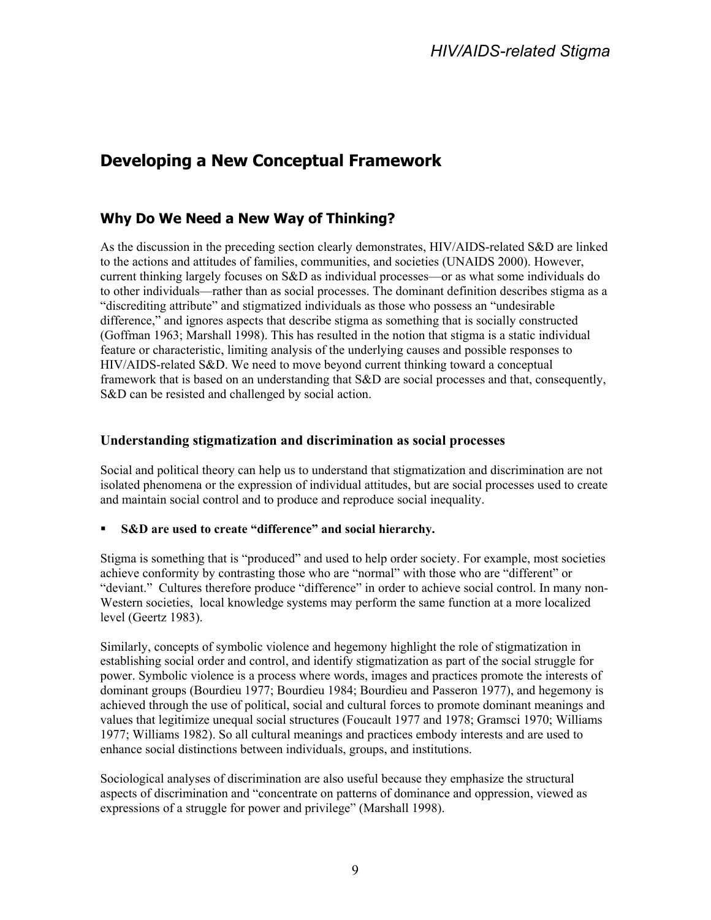## Developing a New Conceptual Framework

### Why Do We Need a New Way of Thinking?

As the discussion in the preceding section clearly demonstrates, HIV/AIDS-related S&D are linked to the actions and attitudes of families, communities, and societies (UNAIDS 2000). However, current thinking largely focuses on S&D as individual processes—or as what some individuals do to other individuals—rather than as social processes. The dominant definition describes stigma as a "discrediting attribute" and stigmatized individuals as those who possess an "undesirable difference," and ignores aspects that describe stigma as something that is socially constructed (Goffman 1963; Marshall 1998). This has resulted in the notion that stigma is a static individual feature or characteristic, limiting analysis of the underlying causes and possible responses to HIV/AIDS-related S&D. We need to move beyond current thinking toward a conceptual framework that is based on an understanding that S&D are social processes and that, consequently, S&D can be resisted and challenged by social action.

#### Understanding stigmatization and discrimination as social processes

Social and political theory can help us to understand that stigmatization and discrimination are not isolated phenomena or the expression of individual attitudes, but are social processes used to create and maintain social control and to produce and reproduce social inequality.

- **S&D are used to create "difference" and social hierarchy.**

Stigma is something that is "produced" and used to help order society. For example, most societies achieve conformity by contrasting those who are "normal" with those who are "different" or "deviant." Cultures therefore produce "difference" in order to achieve social control. In many non-Western societies, local knowledge systems may perform the same function at a more localized level (Geertz 1983).

Similarly, concepts of symbolic violence and hegemony highlight the role of stigmatization in establishing social order and control, and identify stigmatization as part of the social struggle for power. Symbolic violence is a process where words, images and practices promote the interests of dominant groups (Bourdieu 1977; Bourdieu 1984; Bourdieu and Passeron 1977), and hegemony is achieved through the use of political, social and cultural forces to promote dominant meanings and values that legitimize unequal social structures (Foucault 1977 and 1978; Gramsci 1970; Williams 1977; Williams 1982). So all cultural meanings and practices embody interests and are used to enhance social distinctions between individuals, groups, and institutions.

Sociological analyses of discrimination are also useful because they emphasize the structural aspects of discrimination and "concentrate on patterns of dominance and oppression, viewed as expressions of a struggle for power and privilege" (Marshall 1998).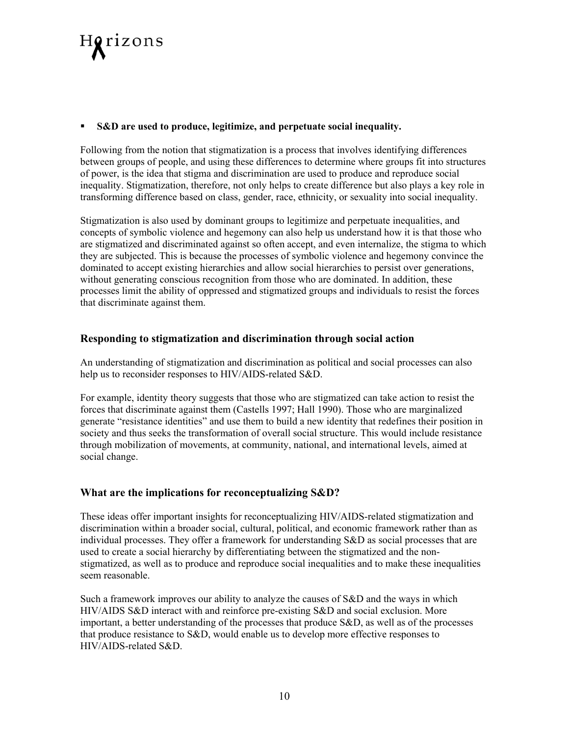- **S&D are used to produce, legitimize, and perpetuate social inequality.**

Following from the notion that stigmatization is a process that involves identifying differences between groups of people, and using these differences to determine where groups fit into structures of power, is the idea that stigma and discrimination are used to produce and reproduce social inequality. Stigmatization, therefore, not only helps to create difference but also plays a key role in transforming difference based on class, gender, race, ethnicity, or sexuality into social inequality.

Stigmatization is also used by dominant groups to legitimize and perpetuate inequalities, and concepts of symbolic violence and hegemony can also help us understand how it is that those who are stigmatized and discriminated against so often accept, and even internalize, the stigma to which they are subjected. This is because the processes of symbolic violence and hegemony convince the dominated to accept existing hierarchies and allow social hierarchies to persist over generations, without generating conscious recognition from those who are dominated. In addition, these processes limit the ability of oppressed and stigmatized groups and individuals to resist the forces that discriminate against them.

### Responding to stigmatization and discrimination through social action

An understanding of stigmatization and discrimination as political and social processes can also help us to reconsider responses to HIV/AIDS-related S&D.

For example, identity theory suggests that those who are stigmatized can take action to resist the forces that discriminate against them (Castells 1997; Hall 1990). Those who are marginalized generate "resistance identities" and use them to build a new identity that redefines their position in society and thus seeks the transformation of overall social structure. This would include resistance through mobilization of movements, at community, national, and international levels, aimed at social change.

### What are the implications for reconceptualizing S&D?

These ideas offer important insights for reconceptualizing HIV/AIDS-related stigmatization and discrimination within a broader social, cultural, political, and economic framework rather than as individual processes. They offer a framework for understanding S&D as social processes that are used to create a social hierarchy by differentiating between the stigmatized and the non-stigmatized, as well as to produce and reproduce social inequalities and to make these inequalities seem reasonable.

Such a framework improves our ability to analyze the causes of S&D and the ways in which HIV/AIDS S&D interact with and reinforce pre-existing S&D and social exclusion. More important, a better understanding of the processes that produce S&D, as well as of the processes that produce resistance to S&D, would enable us to develop more effective responses to HIV/AIDS-related S&D.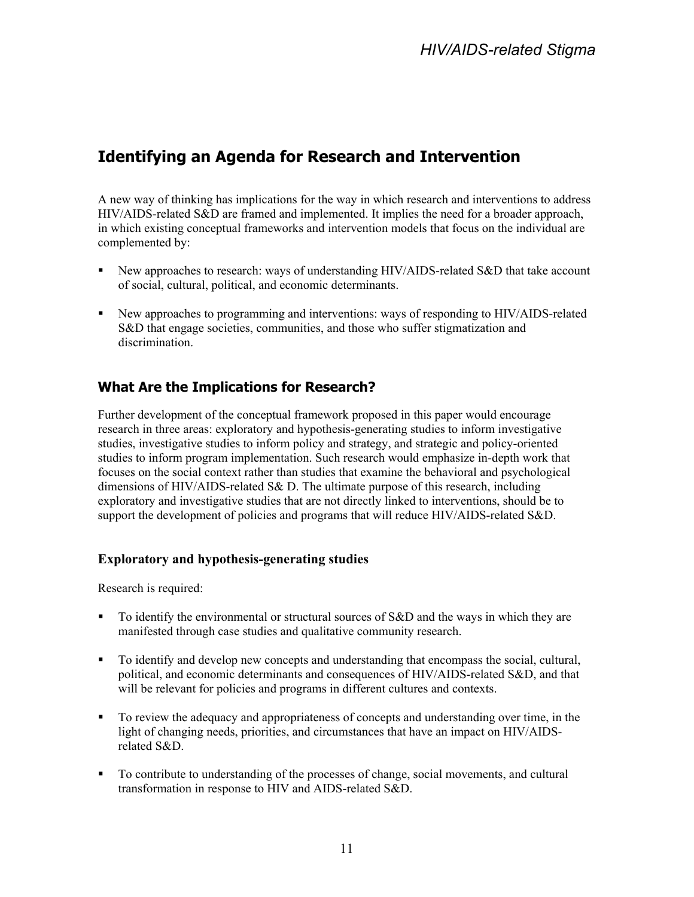## Identifying an Agenda for Research and Intervention

A new way of thinking has implications for the way in which research and interventions to address HIV/AIDS-related S&D are framed and implemented. It implies the need for a broader approach, in which existing conceptual frameworks and intervention models that focus on the individual are complemented by:

- New approaches to research: ways of understanding HIV/AIDS-related S&D that take account of social, cultural, political, and economic determinants.
- New approaches to programming and interventions: ways of responding to HIV/AIDS-related S&D that engage societies, communities, and those who suffer stigmatization and discrimination.

### What Are the Implications for Research?

Further development of the conceptual framework proposed in this paper would encourage research in three areas: exploratory and hypothesis-generating studies to inform investigative studies, investigative studies to inform policy and strategy, and strategic and policy-oriented studies to inform program implementation. Such research would emphasize in-depth work that focuses on the social context rather than studies that examine the behavioral and psychological dimensions of HIV/AIDS-related S& D. The ultimate purpose of this research, including exploratory and investigative studies that are not directly linked to interventions, should be to support the development of policies and programs that will reduce HIV/AIDS-related S&D.

#### Exploratory and hypothesis-generating studies

Research is required:

- To identify the environmental or structural sources of S&D and the ways in which they are manifested through case studies and qualitative community research.
- To identify and develop new concepts and understanding that encompass the social, cultural, political, and economic determinants and consequences of HIV/AIDS-related S&D, and that will be relevant for policies and programs in different cultures and contexts.
- To review the adequacy and appropriateness of concepts and understanding over time, in the light of changing needs, priorities, and circumstances that have an impact on HIV/AIDS-related S&D.
- To contribute to understanding of the processes of change, social movements, and cultural transformation in response to HIV and AIDS-related S&D.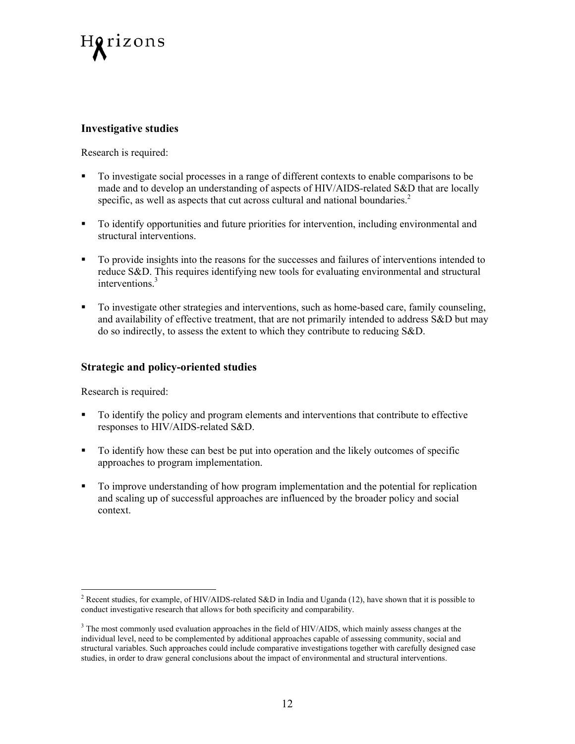### Investigative studies

Research is required:

- To investigate social processes in a range of different contexts to enable comparisons to be made and to develop an understanding of aspects of HIV/AIDS-related S&D that are locally specific, as well as aspects that cut across cultural and national boundaries.[2]
- To identify opportunities and future priorities for intervention, including environmental and structural interventions.
- To provide insights into the reasons for the successes and failures of interventions intended to reduce S&D. This requires identifying new tools for evaluating environmental and structural interventions.[3]
- To investigate other strategies and interventions, such as home-based care, family counseling, and availability of effective treatment, that are not primarily intended to address S&D but may do so indirectly, to assess the extent to which they contribute to reducing S&D.

### Strategic and policy-oriented studies

Research is required:

- To identify the policy and program elements and interventions that contribute to effective responses to HIV/AIDS-related S&D.
- To identify how these can best be put into operation and the likely outcomes of specific approaches to program implementation.
- To improve understanding of how program implementation and the potential for replication and scaling up of successful approaches are influenced by the broader policy and social context.

---

[2] Recent studies, for example, of HIV/AIDS-related S&D in India and Uganda (12), have shown that it is possible to conduct investigative research that allows for both specificity and comparability.

[3] The most commonly used evaluation approaches in the field of HIV/AIDS, which mainly assess changes at the individual level, need to be complemented by additional approaches capable of assessing community, social and structural variables. Such approaches could include comparative investigations together with carefully designed case studies, in order to draw general conclusions about the impact of environmental and structural interventions.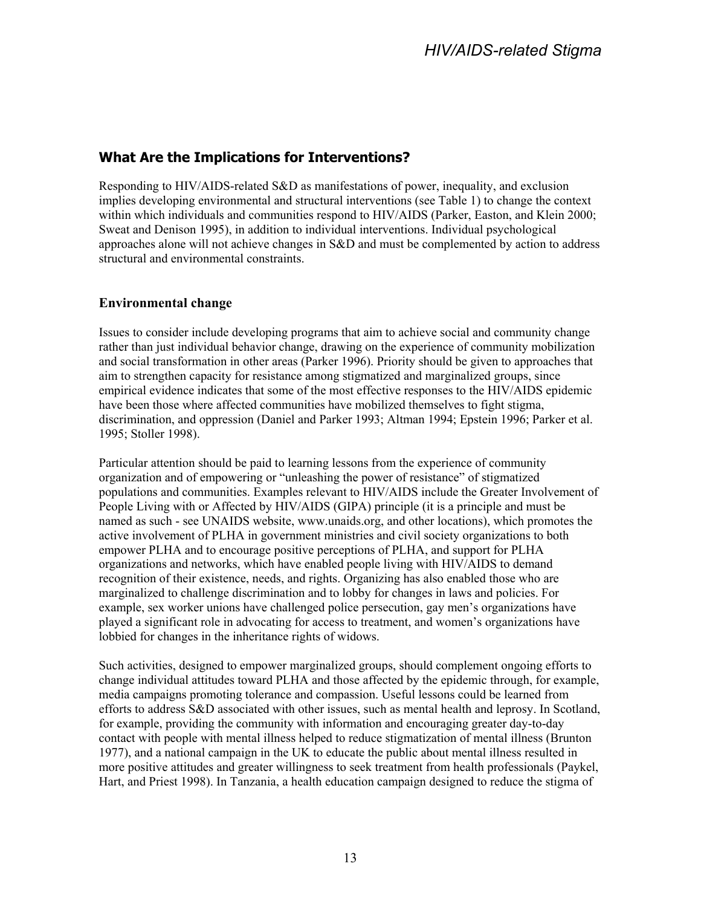## What Are the Implications for Interventions?

Responding to HIV/AIDS-related S&D as manifestations of power, inequality, and exclusion implies developing environmental and structural interventions (see Table 1) to change the context within which individuals and communities respond to HIV/AIDS (Parker, Easton, and Klein 2000; Sweat and Denison 1995), in addition to individual interventions. Individual psychological approaches alone will not achieve changes in S&D and must be complemented by action to address structural and environmental constraints.

### Environmental change

Issues to consider include developing programs that aim to achieve social and community change rather than just individual behavior change, drawing on the experience of community mobilization and social transformation in other areas (Parker 1996). Priority should be given to approaches that aim to strengthen capacity for resistance among stigmatized and marginalized groups, since empirical evidence indicates that some of the most effective responses to the HIV/AIDS epidemic have been those where affected communities have mobilized themselves to fight stigma, discrimination, and oppression (Daniel and Parker 1993; Altman 1994; Epstein 1996; Parker et al. 1995; Stoller 1998).

Particular attention should be paid to learning lessons from the experience of community organization and of empowering or "unleashing the power of resistance" of stigmatized populations and communities. Examples relevant to HIV/AIDS include the Greater Involvement of People Living with or Affected by HIV/AIDS (GIPA) principle (it is a principle and must be named as such - see UNAIDS website, www.unaids.org, and other locations), which promotes the active involvement of PLHA in government ministries and civil society organizations to both empower PLHA and to encourage positive perceptions of PLHA, and support for PLHA organizations and networks, which have enabled people living with HIV/AIDS to demand recognition of their existence, needs, and rights. Organizing has also enabled those who are marginalized to challenge discrimination and to lobby for changes in laws and policies. For example, sex worker unions have challenged police persecution, gay men's organizations have played a significant role in advocating for access to treatment, and women's organizations have lobbied for changes in the inheritance rights of widows.

Such activities, designed to empower marginalized groups, should complement ongoing efforts to change individual attitudes toward PLHA and those affected by the epidemic through, for example, media campaigns promoting tolerance and compassion. Useful lessons could be learned from efforts to address S&D associated with other issues, such as mental health and leprosy. In Scotland, for example, providing the community with information and encouraging greater day-to-day contact with people with mental illness helped to reduce stigmatization of mental illness (Brunton 1977), and a national campaign in the UK to educate the public about mental illness resulted in more positive attitudes and greater willingness to seek treatment from health professionals (Paykel, Hart, and Priest 1998). In Tanzania, a health education campaign designed to reduce the stigma of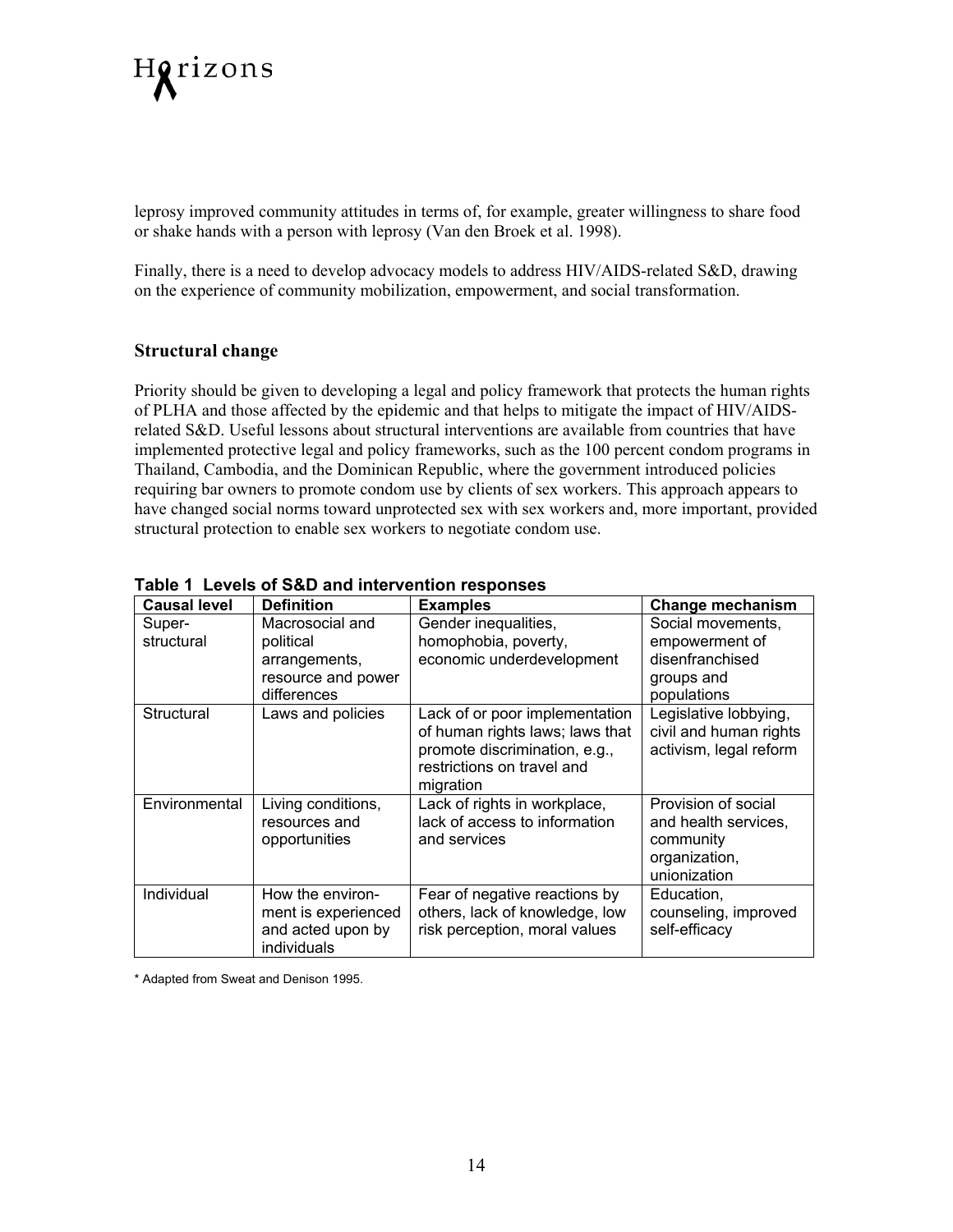leprosy improved community attitudes in terms of, for example, greater willingness to share food or shake hands with a person with leprosy (Van den Broek et al. 1998).

Finally, there is a need to develop advocacy models to address HIV/AIDS-related S&D, drawing on the experience of community mobilization, empowerment, and social transformation.

### Structural change

Priority should be given to developing a legal and policy framework that protects the human rights of PLHA and those affected by the epidemic and that helps to mitigate the impact of HIV/AIDS-related S&D. Useful lessons about structural interventions are available from countries that have implemented protective legal and policy frameworks, such as the 100 percent condom programs in Thailand, Cambodia, and the Dominican Republic, where the government introduced policies requiring bar owners to promote condom use by clients of sex workers. This approach appears to have changed social norms toward unprotected sex with sex workers and, more important, provided structural protection to enable sex workers to negotiate condom use.

**Table 1 Levels of S&D and intervention responses**

| Causal level | Definition | Examples | Change mechanism |
|---|---|---|---|
| Super-structural | Macrosocial and political arrangements, resource and power differences | Gender inequalities, homophobia, poverty, economic underdevelopment | Social movements, empowerment of disenfranchised groups and populations |
| Structural | Laws and policies | Lack of or poor implementation of human rights laws; laws that promote discrimination, e.g., restrictions on travel and migration | Legislative lobbying, civil and human rights activism, legal reform |
| Environmental | Living conditions, resources and opportunities | Lack of rights in workplace, lack of access to information and services | Provision of social and health services, community organization, unionization |
| Individual | How the environ-ment is experienced and acted upon by individuals | Fear of negative reactions by others, lack of knowledge, low risk perception, moral values | Education, counseling, improved self-efficacy |

* Adapted from Sweat and Denison 1995.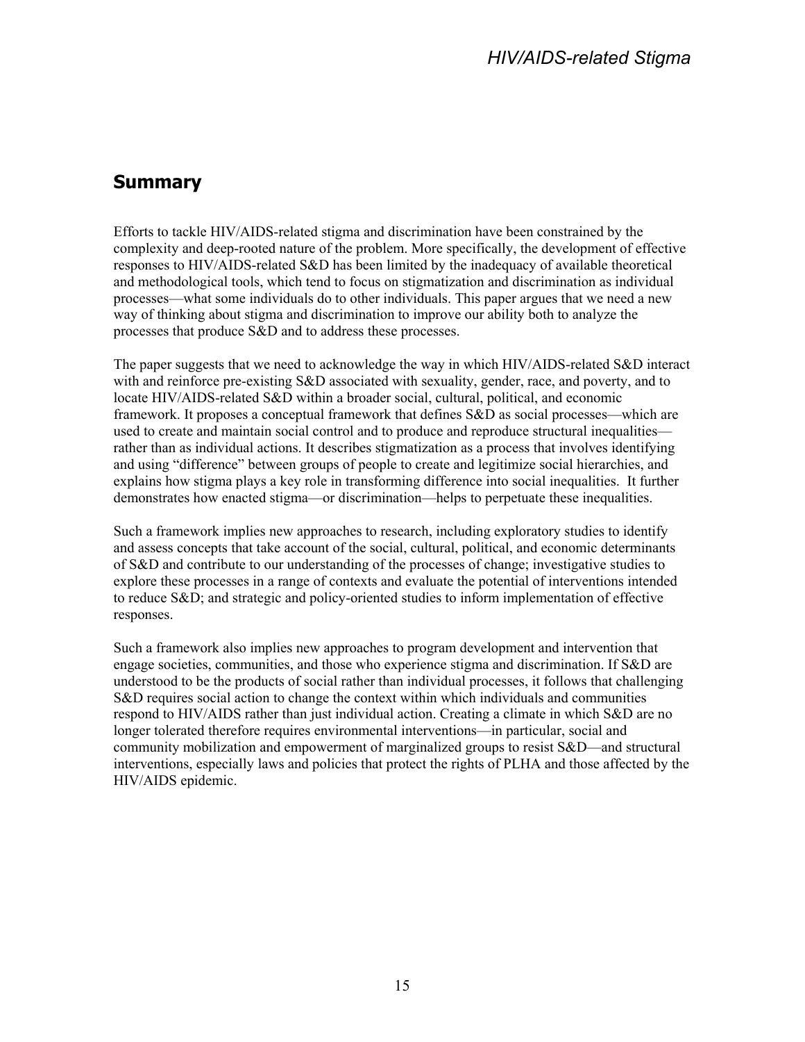## Summary

Efforts to tackle HIV/AIDS-related stigma and discrimination have been constrained by the complexity and deep-rooted nature of the problem. More specifically, the development of effective responses to HIV/AIDS-related S&D has been limited by the inadequacy of available theoretical and methodological tools, which tend to focus on stigmatization and discrimination as individual processes—what some individuals do to other individuals. This paper argues that we need a new way of thinking about stigma and discrimination to improve our ability both to analyze the processes that produce S&D and to address these processes.

The paper suggests that we need to acknowledge the way in which HIV/AIDS-related S&D interact with and reinforce pre-existing S&D associated with sexuality, gender, race, and poverty, and to locate HIV/AIDS-related S&D within a broader social, cultural, political, and economic framework. It proposes a conceptual framework that defines S&D as social processes—which are used to create and maintain social control and to produce and reproduce structural inequalities—rather than as individual actions. It describes stigmatization as a process that involves identifying and using "difference" between groups of people to create and legitimize social hierarchies, and explains how stigma plays a key role in transforming difference into social inequalities. It further demonstrates how enacted stigma—or discrimination—helps to perpetuate these inequalities.

Such a framework implies new approaches to research, including exploratory studies to identify and assess concepts that take account of the social, cultural, political, and economic determinants of S&D and contribute to our understanding of the processes of change; investigative studies to explore these processes in a range of contexts and evaluate the potential of interventions intended to reduce S&D; and strategic and policy-oriented studies to inform implementation of effective responses.

Such a framework also implies new approaches to program development and intervention that engage societies, communities, and those who experience stigma and discrimination. If S&D are understood to be the products of social rather than individual processes, it follows that challenging S&D requires social action to change the context within which individuals and communities respond to HIV/AIDS rather than just individual action. Creating a climate in which S&D are no longer tolerated therefore requires environmental interventions—in particular, social and community mobilization and empowerment of marginalized groups to resist S&D—and structural interventions, especially laws and policies that protect the rights of PLHA and those affected by the HIV/AIDS epidemic.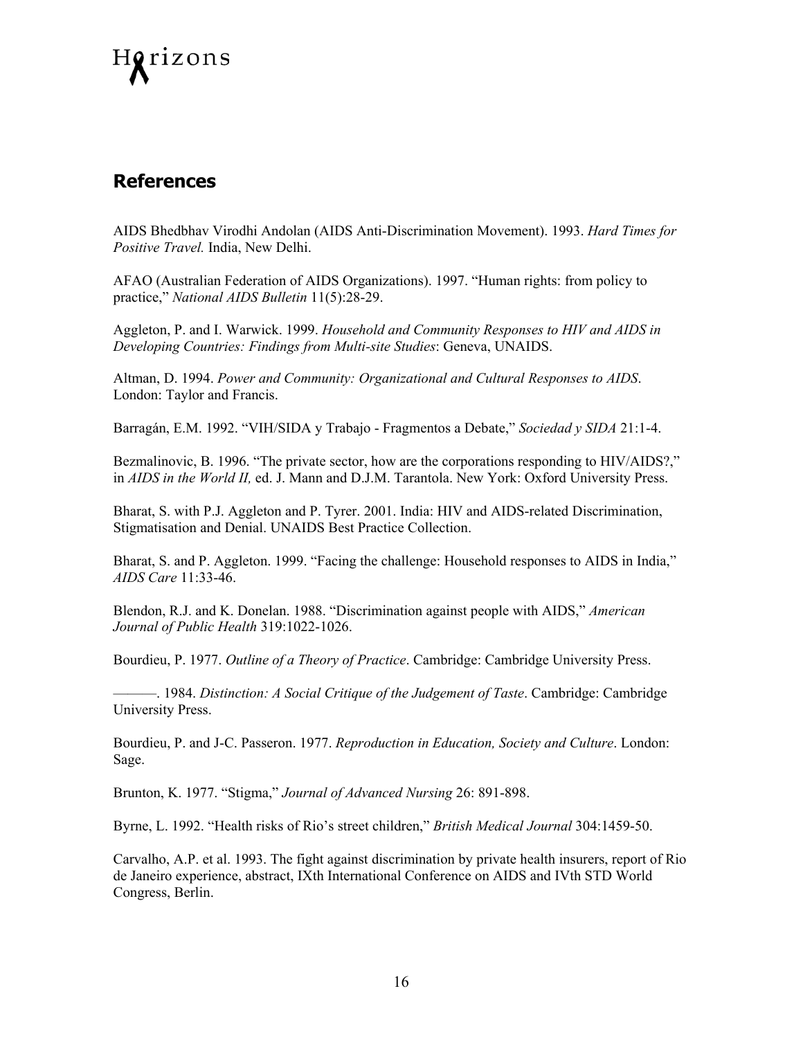## References

AIDS Bhedbhav Virodhi Andolan (AIDS Anti-Discrimination Movement). 1993. *Hard Times for Positive Travel.* India, New Delhi.

AFAO (Australian Federation of AIDS Organizations). 1997. "Human rights: from policy to practice," *National AIDS Bulletin* 11(5):28-29.

Aggleton, P. and I. Warwick. 1999. *Household and Community Responses to HIV and AIDS in Developing Countries: Findings from Multi-site Studies*: Geneva, UNAIDS.

Altman, D. 1994. *Power and Community: Organizational and Cultural Responses to AIDS*. London: Taylor and Francis.

Barragán, E.M. 1992. "VIH/SIDA y Trabajo - Fragmentos a Debate," *Sociedad y SIDA* 21:1-4.

Bezmalinovic, B. 1996. "The private sector, how are the corporations responding to HIV/AIDS?," in *AIDS in the World II,* ed. J. Mann and D.J.M. Tarantola. New York: Oxford University Press.

Bharat, S. with P.J. Aggleton and P. Tyrer. 2001. India: HIV and AIDS-related Discrimination, Stigmatisation and Denial. UNAIDS Best Practice Collection.

Bharat, S. and P. Aggleton. 1999. "Facing the challenge: Household responses to AIDS in India," *AIDS Care* 11:33-46.

Blendon, R.J. and K. Donelan. 1988. "Discrimination against people with AIDS," *American Journal of Public Health* 319:1022-1026.

Bourdieu, P. 1977. *Outline of a Theory of Practice*. Cambridge: Cambridge University Press.

———. 1984. *Distinction: A Social Critique of the Judgement of Taste*. Cambridge: Cambridge University Press.

Bourdieu, P. and J-C. Passeron. 1977. *Reproduction in Education, Society and Culture*. London: Sage.

Brunton, K. 1977. "Stigma," *Journal of Advanced Nursing* 26: 891-898.

Byrne, L. 1992. "Health risks of Rio's street children," *British Medical Journal* 304:1459-50.

Carvalho, A.P. et al. 1993. The fight against discrimination by private health insurers, report of Rio de Janeiro experience, abstract, IXth International Conference on AIDS and IVth STD World Congress, Berlin.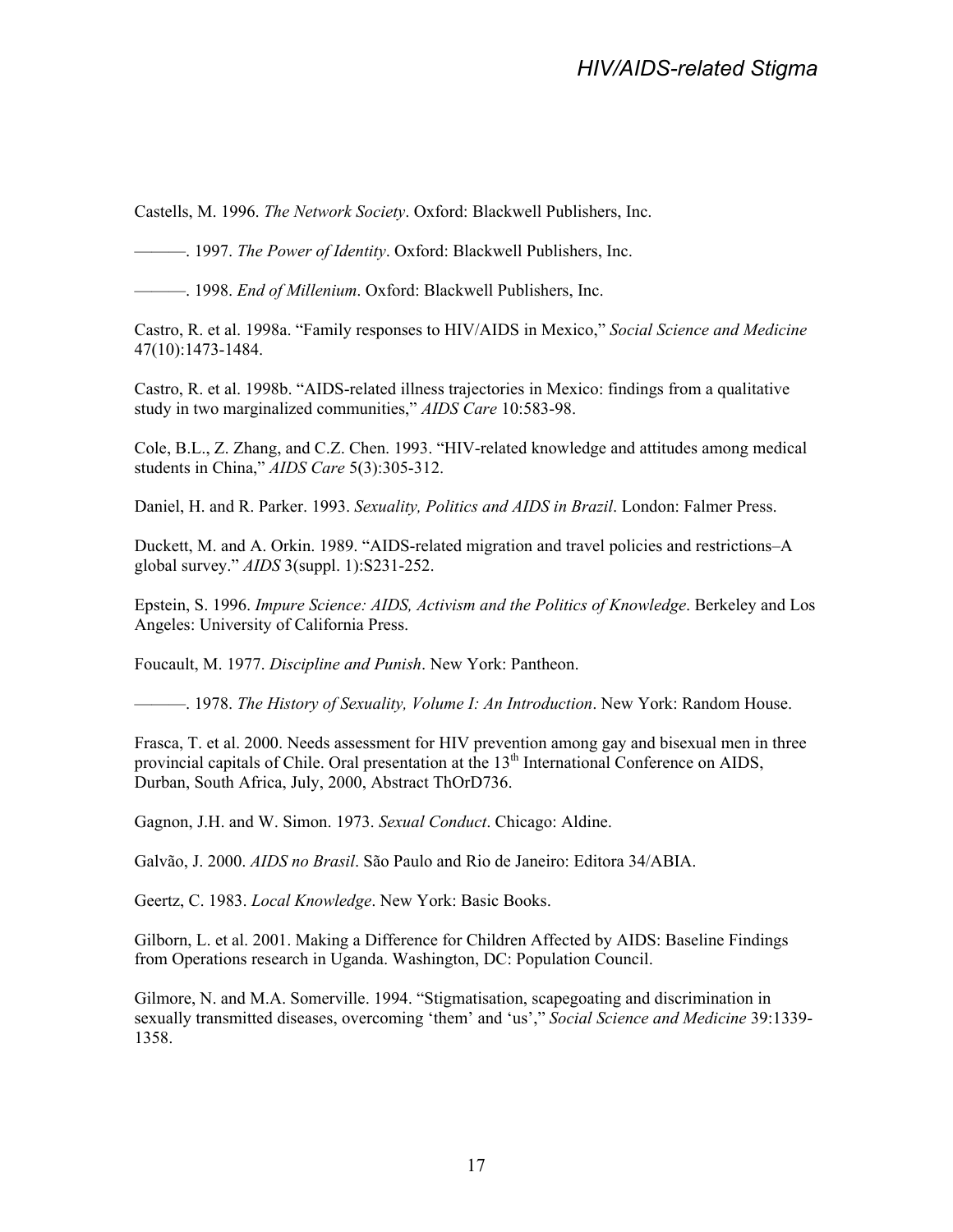Castells, M. 1996. *The Network Society*. Oxford: Blackwell Publishers, Inc.

———. 1997. *The Power of Identity*. Oxford: Blackwell Publishers, Inc.

———. 1998. *End of Millenium*. Oxford: Blackwell Publishers, Inc.

Castro, R. et al. 1998a. "Family responses to HIV/AIDS in Mexico," *Social Science and Medicine* 47(10):1473-1484.

Castro, R. et al. 1998b. "AIDS-related illness trajectories in Mexico: findings from a qualitative study in two marginalized communities," *AIDS Care* 10:583-98.

Cole, B.L., Z. Zhang, and C.Z. Chen. 1993. "HIV-related knowledge and attitudes among medical students in China," *AIDS Care* 5(3):305-312.

Daniel, H. and R. Parker. 1993. *Sexuality, Politics and AIDS in Brazil*. London: Falmer Press.

Duckett, M. and A. Orkin. 1989. "AIDS-related migration and travel policies and restrictions–A global survey." *AIDS* 3(suppl. 1):S231-252.

Epstein, S. 1996. *Impure Science: AIDS, Activism and the Politics of Knowledge*. Berkeley and Los Angeles: University of California Press.

Foucault, M. 1977. *Discipline and Punish*. New York: Pantheon.

———. 1978. *The History of Sexuality, Volume I: An Introduction*. New York: Random House.

Frasca, T. et al. 2000. Needs assessment for HIV prevention among gay and bisexual men in three provincial capitals of Chile. Oral presentation at the 13th International Conference on AIDS, Durban, South Africa, July, 2000, Abstract ThOrD736.

Gagnon, J.H. and W. Simon. 1973. *Sexual Conduct*. Chicago: Aldine.

Galvão, J. 2000. *AIDS no Brasil*. São Paulo and Rio de Janeiro: Editora 34/ABIA.

Geertz, C. 1983. *Local Knowledge*. New York: Basic Books.

Gilborn, L. et al. 2001. Making a Difference for Children Affected by AIDS: Baseline Findings from Operations research in Uganda. Washington, DC: Population Council.

Gilmore, N. and M.A. Somerville. 1994. "Stigmatisation, scapegoating and discrimination in sexually transmitted diseases, overcoming 'them' and 'us'," *Social Science and Medicine* 39:1339-1358.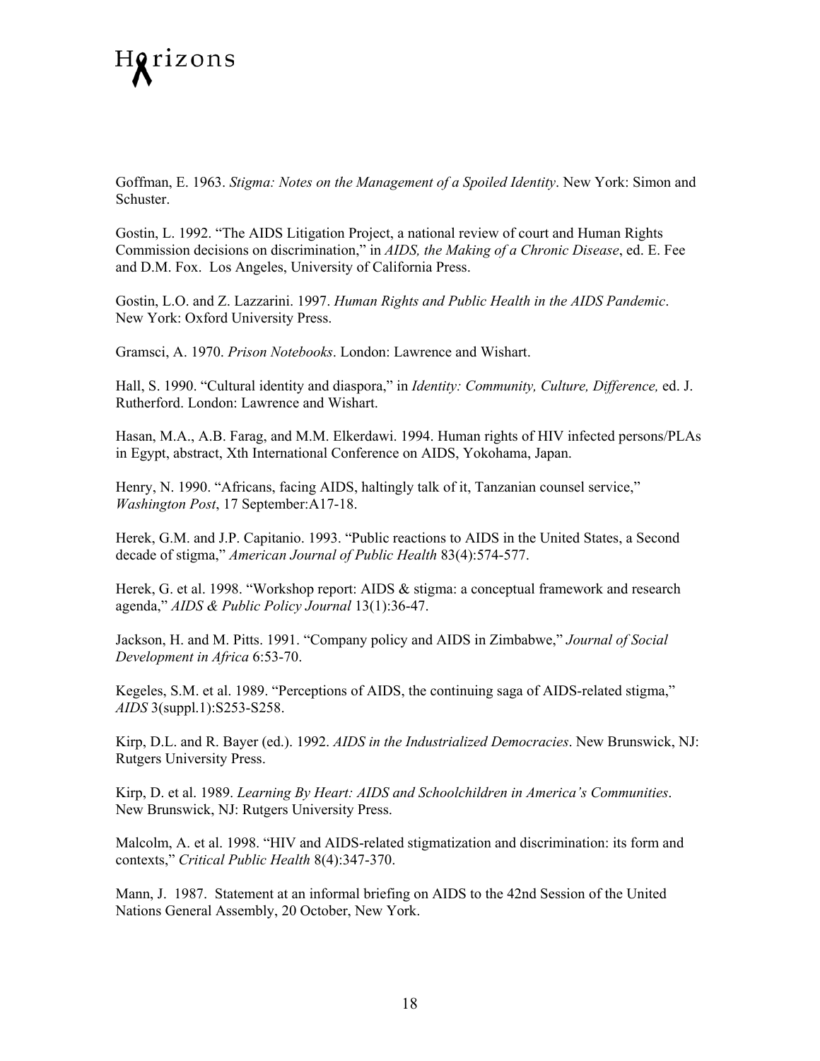Goffman, E. 1963. *Stigma: Notes on the Management of a Spoiled Identity*. New York: Simon and Schuster.

Gostin, L. 1992. "The AIDS Litigation Project, a national review of court and Human Rights Commission decisions on discrimination," in *AIDS, the Making of a Chronic Disease*, ed. E. Fee and D.M. Fox. Los Angeles, University of California Press.

Gostin, L.O. and Z. Lazzarini. 1997. *Human Rights and Public Health in the AIDS Pandemic*. New York: Oxford University Press.

Gramsci, A. 1970. *Prison Notebooks*. London: Lawrence and Wishart.

Hall, S. 1990. "Cultural identity and diaspora," in *Identity: Community, Culture, Difference,* ed. J. Rutherford. London: Lawrence and Wishart.

Hasan, M.A., A.B. Farag, and M.M. Elkerdawi. 1994. Human rights of HIV infected persons/PLAs in Egypt, abstract, Xth International Conference on AIDS, Yokohama, Japan.

Henry, N. 1990. "Africans, facing AIDS, haltingly talk of it, Tanzanian counsel service," *Washington Post*, 17 September:A17-18.

Herek, G.M. and J.P. Capitanio. 1993. "Public reactions to AIDS in the United States, a Second decade of stigma," *American Journal of Public Health* 83(4):574-577.

Herek, G. et al. 1998. "Workshop report: AIDS & stigma: a conceptual framework and research agenda," *AIDS & Public Policy Journal* 13(1):36-47.

Jackson, H. and M. Pitts. 1991. "Company policy and AIDS in Zimbabwe," *Journal of Social Development in Africa* 6:53-70.

Kegeles, S.M. et al. 1989. "Perceptions of AIDS, the continuing saga of AIDS-related stigma," *AIDS* 3(suppl.1):S253-S258.

Kirp, D.L. and R. Bayer (ed.). 1992. *AIDS in the Industrialized Democracies*. New Brunswick, NJ: Rutgers University Press.

Kirp, D. et al. 1989. *Learning By Heart: AIDS and Schoolchildren in America's Communities*. New Brunswick, NJ: Rutgers University Press.

Malcolm, A. et al. 1998. "HIV and AIDS-related stigmatization and discrimination: its form and contexts," *Critical Public Health* 8(4):347-370.

Mann, J. 1987. Statement at an informal briefing on AIDS to the 42nd Session of the United Nations General Assembly, 20 October, New York.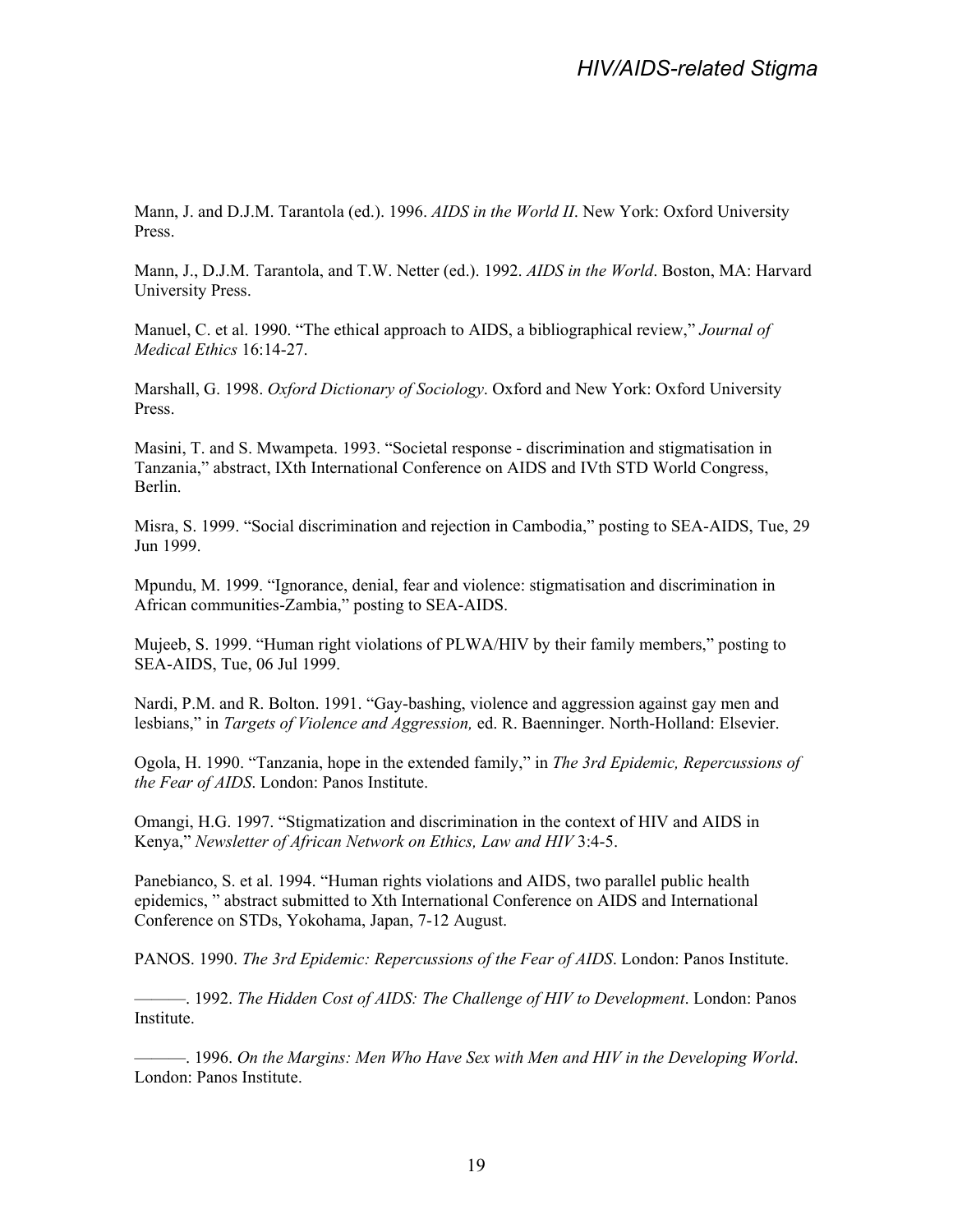Mann, J. and D.J.M. Tarantola (ed.). 1996. *AIDS in the World II*. New York: Oxford University Press.

Mann, J., D.J.M. Tarantola, and T.W. Netter (ed.). 1992. *AIDS in the World*. Boston, MA: Harvard University Press.

Manuel, C. et al. 1990. "The ethical approach to AIDS, a bibliographical review," *Journal of Medical Ethics* 16:14-27.

Marshall, G. 1998. *Oxford Dictionary of Sociology*. Oxford and New York: Oxford University Press.

Masini, T. and S. Mwampeta. 1993. "Societal response - discrimination and stigmatisation in Tanzania," abstract, IXth International Conference on AIDS and IVth STD World Congress, Berlin.

Misra, S. 1999. "Social discrimination and rejection in Cambodia," posting to SEA-AIDS, Tue, 29 Jun 1999.

Mpundu, M. 1999. "Ignorance, denial, fear and violence: stigmatisation and discrimination in African communities-Zambia," posting to SEA-AIDS.

Mujeeb, S. 1999. "Human right violations of PLWA/HIV by their family members," posting to SEA-AIDS, Tue, 06 Jul 1999.

Nardi, P.M. and R. Bolton. 1991. "Gay-bashing, violence and aggression against gay men and lesbians," in *Targets of Violence and Aggression,* ed. R. Baenninger. North-Holland: Elsevier.

Ogola, H. 1990. "Tanzania, hope in the extended family," in *The 3rd Epidemic, Repercussions of the Fear of AIDS*. London: Panos Institute.

Omangi, H.G. 1997. "Stigmatization and discrimination in the context of HIV and AIDS in Kenya," *Newsletter of African Network on Ethics, Law and HIV* 3:4-5.

Panebianco, S. et al. 1994. "Human rights violations and AIDS, two parallel public health epidemics, " abstract submitted to Xth International Conference on AIDS and International Conference on STDs, Yokohama, Japan, 7-12 August.

PANOS. 1990. *The 3rd Epidemic: Repercussions of the Fear of AIDS*. London: Panos Institute.

———. 1992. *The Hidden Cost of AIDS: The Challenge of HIV to Development*. London: Panos Institute.

———. 1996. *On the Margins: Men Who Have Sex with Men and HIV in the Developing World*. London: Panos Institute.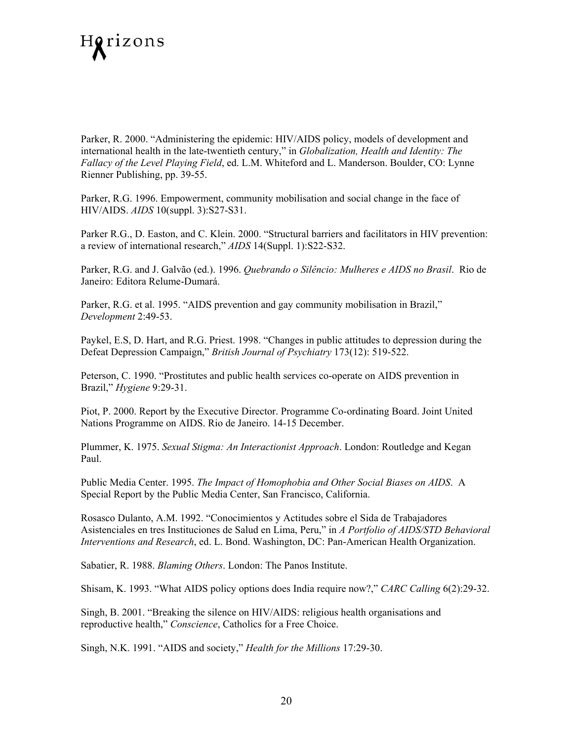Parker, R. 2000. “Administering the epidemic: HIV/AIDS policy, models of development and international health in the late-twentieth century,” in *Globalization, Health and Identity: The Fallacy of the Level Playing Field*, ed. L.M. Whiteford and L. Manderson. Boulder, CO: Lynne Rienner Publishing, pp. 39-55.

Parker, R.G. 1996. Empowerment, community mobilisation and social change in the face of HIV/AIDS. *AIDS* 10(suppl. 3):S27-S31.

Parker R.G., D. Easton, and C. Klein. 2000. “Structural barriers and facilitators in HIV prevention: a review of international research,” *AIDS* 14(Suppl. 1):S22-S32.

Parker, R.G. and J. Galvão (ed.). 1996. *Quebrando o Silêncio: Mulheres e AIDS no Brasil*. Rio de Janeiro: Editora Relume-Dumará.

Parker, R.G. et al. 1995. “AIDS prevention and gay community mobilisation in Brazil,” *Development* 2:49-53.

Paykel, E.S, D. Hart, and R.G. Priest. 1998. “Changes in public attitudes to depression during the Defeat Depression Campaign,” *British Journal of Psychiatry* 173(12): 519-522.

Peterson, C. 1990. “Prostitutes and public health services co-operate on AIDS prevention in Brazil,” *Hygiene* 9:29-31.

Piot, P. 2000. Report by the Executive Director. Programme Co-ordinating Board. Joint United Nations Programme on AIDS. Rio de Janeiro. 14-15 December.

Plummer, K. 1975. *Sexual Stigma: An Interactionist Approach*. London: Routledge and Kegan Paul.

Public Media Center. 1995. *The Impact of Homophobia and Other Social Biases on AIDS*. A Special Report by the Public Media Center, San Francisco, California.

Rosasco Dulanto, A.M. 1992. “Conocimientos y Actitudes sobre el Sida de Trabajadores Asistenciales en tres Instituciones de Salud en Lima, Peru,” in *A Portfolio of AIDS/STD Behavioral Interventions and Research*, ed. L. Bond. Washington, DC: Pan-American Health Organization.

Sabatier, R. 1988. *Blaming Others*. London: The Panos Institute.

Shisam, K. 1993. “What AIDS policy options does India require now?,” *CARC Calling* 6(2):29-32.

Singh, B. 2001. “Breaking the silence on HIV/AIDS: religious health organisations and reproductive health,” *Conscience*, Catholics for a Free Choice.

Singh, N.K. 1991. “AIDS and society,” *Health for the Millions* 17:29-30.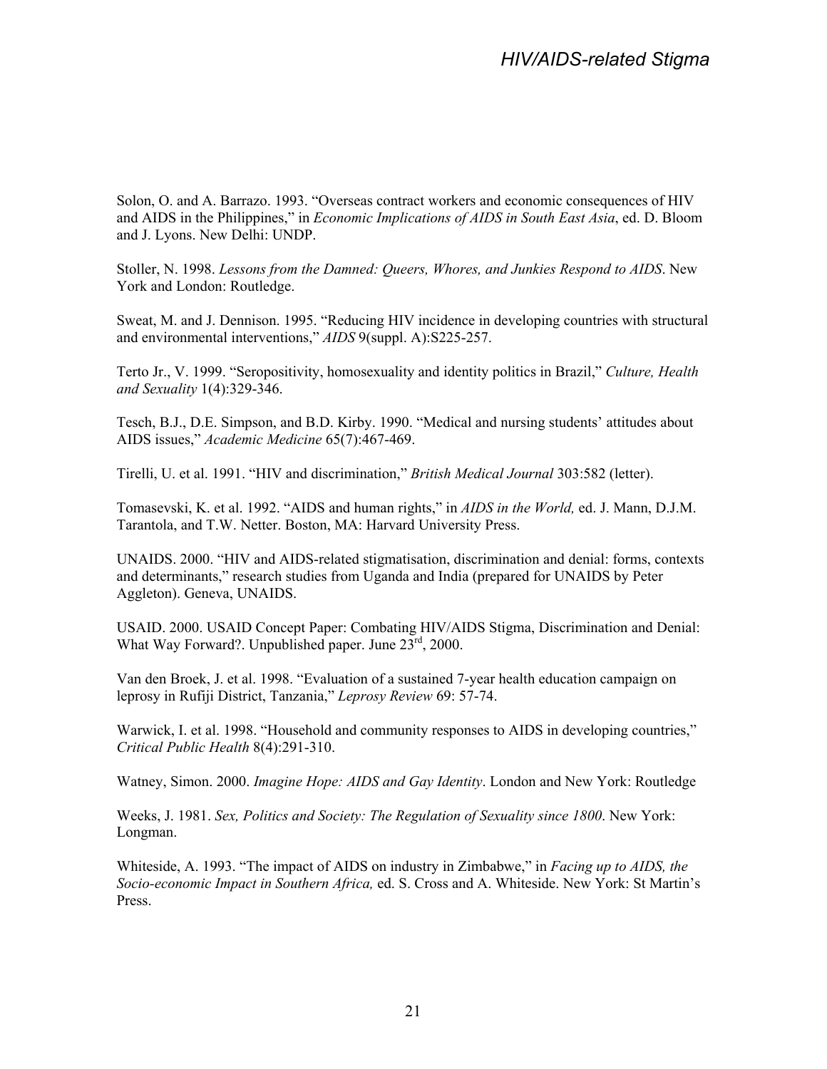Solon, O. and A. Barrazo. 1993. “Overseas contract workers and economic consequences of HIV and AIDS in the Philippines,” in *Economic Implications of AIDS in South East Asia*, ed. D. Bloom and J. Lyons. New Delhi: UNDP.

Stoller, N. 1998. *Lessons from the Damned: Queers, Whores, and Junkies Respond to AIDS*. New York and London: Routledge.

Sweat, M. and J. Dennison. 1995. “Reducing HIV incidence in developing countries with structural and environmental interventions,” *AIDS* 9(suppl. A):S225-257.

Terto Jr., V. 1999. “Seropositivity, homosexuality and identity politics in Brazil,” *Culture, Health and Sexuality* 1(4):329-346.

Tesch, B.J., D.E. Simpson, and B.D. Kirby. 1990. “Medical and nursing students’ attitudes about AIDS issues,” *Academic Medicine* 65(7):467-469.

Tirelli, U. et al. 1991. “HIV and discrimination,” *British Medical Journal* 303:582 (letter).

Tomasevski, K. et al. 1992. “AIDS and human rights,” in *AIDS in the World,* ed. J. Mann, D.J.M. Tarantola, and T.W. Netter. Boston, MA: Harvard University Press.

UNAIDS. 2000. “HIV and AIDS-related stigmatisation, discrimination and denial: forms, contexts and determinants,” research studies from Uganda and India (prepared for UNAIDS by Peter Aggleton). Geneva, UNAIDS.

USAID. 2000. USAID Concept Paper: Combating HIV/AIDS Stigma, Discrimination and Denial: What Way Forward?. Unpublished paper. June 23rd, 2000.

Van den Broek, J. et al. 1998. “Evaluation of a sustained 7-year health education campaign on leprosy in Rufiji District, Tanzania,” *Leprosy Review* 69: 57-74.

Warwick, I. et al. 1998. “Household and community responses to AIDS in developing countries,” *Critical Public Health* 8(4):291-310.

Watney, Simon. 2000. *Imagine Hope: AIDS and Gay Identity*. London and New York: Routledge

Weeks, J. 1981. *Sex, Politics and Society: The Regulation of Sexuality since 1800*. New York: Longman.

Whiteside, A. 1993. “The impact of AIDS on industry in Zimbabwe,” in *Facing up to AIDS, the Socio-economic Impact in Southern Africa,* ed. S. Cross and A. Whiteside. New York: St Martin’s Press.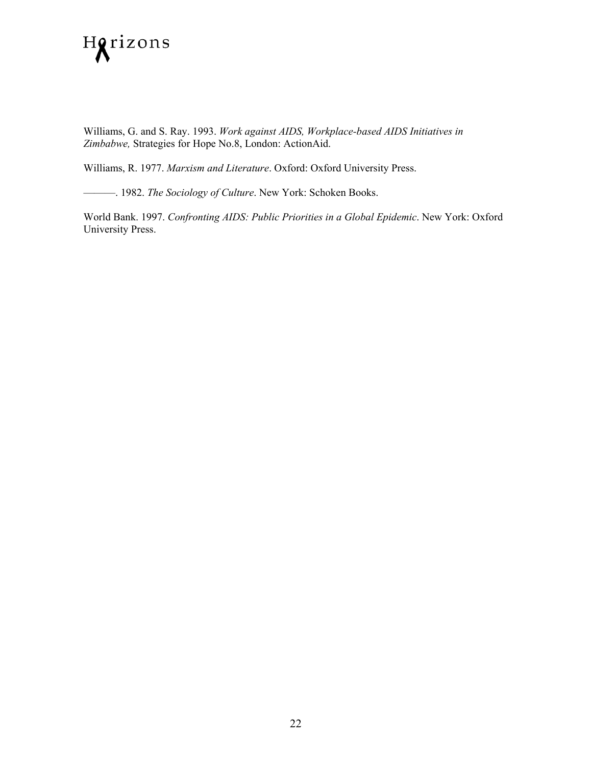Williams, G. and S. Ray. 1993. *Work against AIDS, Workplace-based AIDS Initiatives in Zimbabwe,* Strategies for Hope No.8, London: ActionAid.

Williams, R. 1977. *Marxism and Literature*. Oxford: Oxford University Press.

———. 1982. *The Sociology of Culture*. New York: Schoken Books.

World Bank. 1997. *Confronting AIDS: Public Priorities in a Global Epidemic*. New York: Oxford University Press.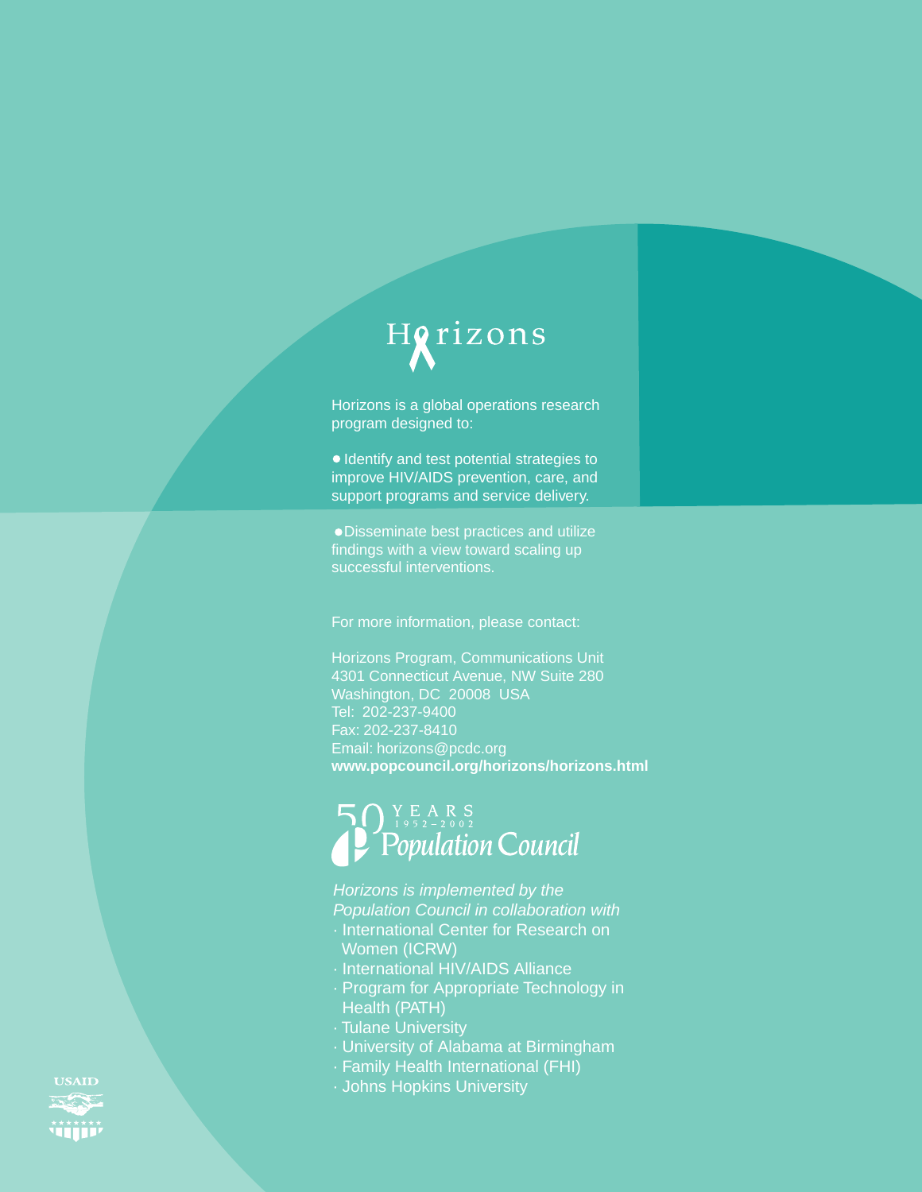# Horizons

Horizons is a global operations research program designed to:

- Identify and test potential strategies to improve HIV/AIDS prevention, care, and support programs and service delivery.

- Disseminate best practices and utilize findings with a view toward scaling up successful interventions.

For more information, please contact:

Horizons Program, Communications Unit
4301 Connecticut Avenue, NW Suite 280
Washington, DC 20008 USA
Tel: 202-237-9400
Fax: 202-237-8410
Email: horizons@pcdc.org
**www.popcouncil.org/horizons/horizons.html**

50 YEARS 1952–2002 Population Council

*Horizons is implemented by the Population Council in collaboration with*

- International Center for Research on Women (ICRW)
- International HIV/AIDS Alliance
- Program for Appropriate Technology in Health (PATH)
- Tulane University
- University of Alabama at Birmingham
- Family Health International (FHI)
- Johns Hopkins University

USAID